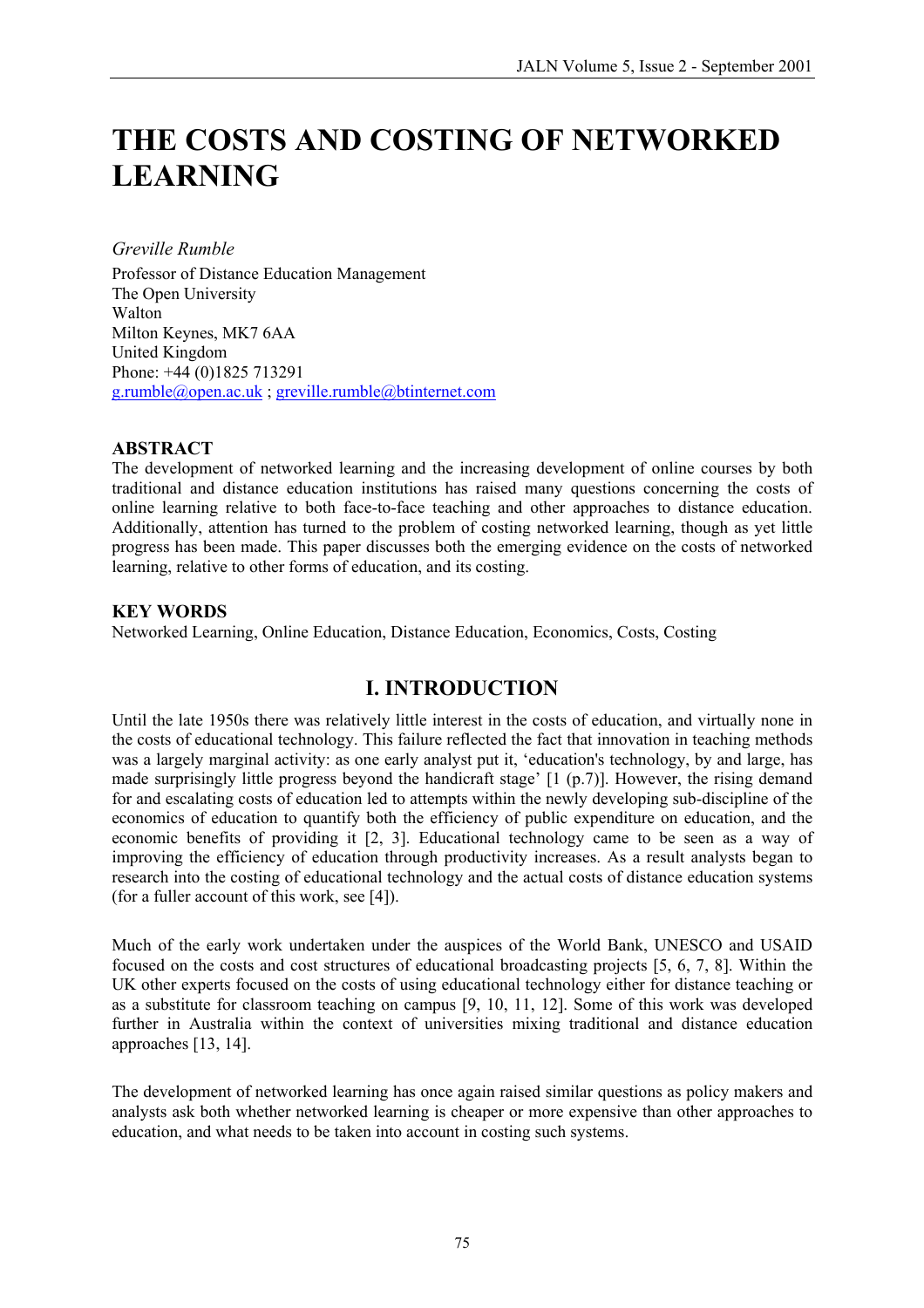# THE COSTS AND COSTING OF NETWORKED LEARNING

*Greville Rumble*

Professor of Distance Education Management
The Open University
Walton
Milton Keynes, MK7 6AA
United Kingdom
Phone: +44 (0)1825 713291
g.rumble@open.ac.uk ; greville.rumble@btinternet.com

## ABSTRACT

The development of networked learning and the increasing development of online courses by both traditional and distance education institutions has raised many questions concerning the costs of online learning relative to both face-to-face teaching and other approaches to distance education. Additionally, attention has turned to the problem of costing networked learning, though as yet little progress has been made. This paper discusses both the emerging evidence on the costs of networked learning, relative to other forms of education, and its costing.

## KEY WORDS

Networked Learning, Online Education, Distance Education, Economics, Costs, Costing

## I. INTRODUCTION

Until the late 1950s there was relatively little interest in the costs of education, and virtually none in the costs of educational technology. This failure reflected the fact that innovation in teaching methods was a largely marginal activity: as one early analyst put it, 'education's technology, by and large, has made surprisingly little progress beyond the handicraft stage' [1 (p.7)]. However, the rising demand for and escalating costs of education led to attempts within the newly developing sub-discipline of the economics of education to quantify both the efficiency of public expenditure on education, and the economic benefits of providing it [2, 3]. Educational technology came to be seen as a way of improving the efficiency of education through productivity increases. As a result analysts began to research into the costing of educational technology and the actual costs of distance education systems (for a fuller account of this work, see [4]).

Much of the early work undertaken under the auspices of the World Bank, UNESCO and USAID focused on the costs and cost structures of educational broadcasting projects [5, 6, 7, 8]. Within the UK other experts focused on the costs of using educational technology either for distance teaching or as a substitute for classroom teaching on campus [9, 10, 11, 12]. Some of this work was developed further in Australia within the context of universities mixing traditional and distance education approaches [13, 14].

The development of networked learning has once again raised similar questions as policy makers and analysts ask both whether networked learning is cheaper or more expensive than other approaches to education, and what needs to be taken into account in costing such systems.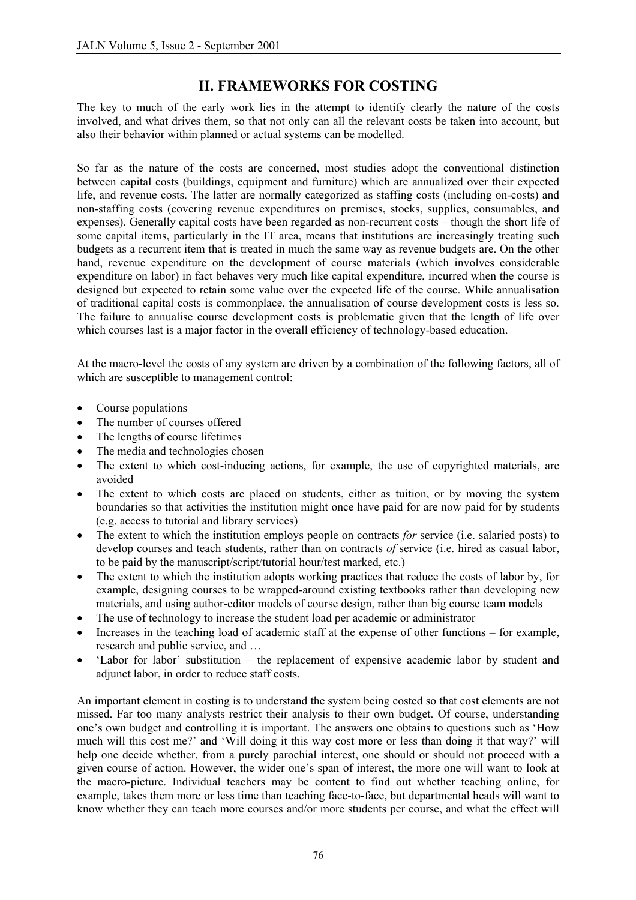## II. FRAMEWORKS FOR COSTING

The key to much of the early work lies in the attempt to identify clearly the nature of the costs involved, and what drives them, so that not only can all the relevant costs be taken into account, but also their behavior within planned or actual systems can be modelled.

So far as the nature of the costs are concerned, most studies adopt the conventional distinction between capital costs (buildings, equipment and furniture) which are annualized over their expected life, and revenue costs. The latter are normally categorized as staffing costs (including on-costs) and non-staffing costs (covering revenue expenditures on premises, stocks, supplies, consumables, and expenses). Generally capital costs have been regarded as non-recurrent costs – though the short life of some capital items, particularly in the IT area, means that institutions are increasingly treating such budgets as a recurrent item that is treated in much the same way as revenue budgets are. On the other hand, revenue expenditure on the development of course materials (which involves considerable expenditure on labor) in fact behaves very much like capital expenditure, incurred when the course is designed but expected to retain some value over the expected life of the course. While annualisation of traditional capital costs is commonplace, the annualisation of course development costs is less so. The failure to annualise course development costs is problematic given that the length of life over which courses last is a major factor in the overall efficiency of technology-based education.

At the macro-level the costs of any system are driven by a combination of the following factors, all of which are susceptible to management control:

- Course populations
- The number of courses offered
- The lengths of course lifetimes
- The media and technologies chosen
- The extent to which cost-inducing actions, for example, the use of copyrighted materials, are avoided
- The extent to which costs are placed on students, either as tuition, or by moving the system boundaries so that activities the institution might once have paid for are now paid for by students (e.g. access to tutorial and library services)
- The extent to which the institution employs people on contracts *for* service (i.e. salaried posts) to develop courses and teach students, rather than on contracts *of* service (i.e. hired as casual labor, to be paid by the manuscript/script/tutorial hour/test marked, etc.)
- The extent to which the institution adopts working practices that reduce the costs of labor by, for example, designing courses to be wrapped-around existing textbooks rather than developing new materials, and using author-editor models of course design, rather than big course team models
- The use of technology to increase the student load per academic or administrator
- Increases in the teaching load of academic staff at the expense of other functions – for example, research and public service, and …
- 'Labor for labor' substitution – the replacement of expensive academic labor by student and adjunct labor, in order to reduce staff costs.

An important element in costing is to understand the system being costed so that cost elements are not missed. Far too many analysts restrict their analysis to their own budget. Of course, understanding one's own budget and controlling it is important. The answers one obtains to questions such as 'How much will this cost me?' and 'Will doing it this way cost more or less than doing it that way?' will help one decide whether, from a purely parochial interest, one should or should not proceed with a given course of action. However, the wider one's span of interest, the more one will want to look at the macro-picture. Individual teachers may be content to find out whether teaching online, for example, takes them more or less time than teaching face-to-face, but departmental heads will want to know whether they can teach more courses and/or more students per course, and what the effect will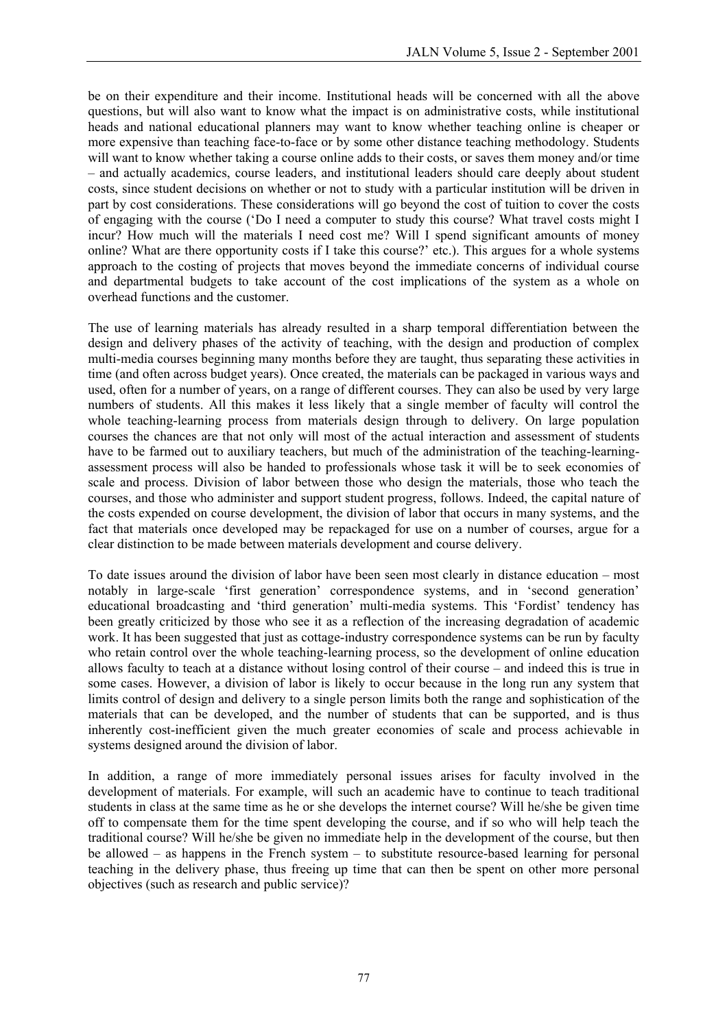be on their expenditure and their income. Institutional heads will be concerned with all the above questions, but will also want to know what the impact is on administrative costs, while institutional heads and national educational planners may want to know whether teaching online is cheaper or more expensive than teaching face-to-face or by some other distance teaching methodology. Students will want to know whether taking a course online adds to their costs, or saves them money and/or time – and actually academics, course leaders, and institutional leaders should care deeply about student costs, since student decisions on whether or not to study with a particular institution will be driven in part by cost considerations. These considerations will go beyond the cost of tuition to cover the costs of engaging with the course ('Do I need a computer to study this course? What travel costs might I incur? How much will the materials I need cost me? Will I spend significant amounts of money online? What are there opportunity costs if I take this course?' etc.). This argues for a whole systems approach to the costing of projects that moves beyond the immediate concerns of individual course and departmental budgets to take account of the cost implications of the system as a whole on overhead functions and the customer.

The use of learning materials has already resulted in a sharp temporal differentiation between the design and delivery phases of the activity of teaching, with the design and production of complex multi-media courses beginning many months before they are taught, thus separating these activities in time (and often across budget years). Once created, the materials can be packaged in various ways and used, often for a number of years, on a range of different courses. They can also be used by very large numbers of students. All this makes it less likely that a single member of faculty will control the whole teaching-learning process from materials design through to delivery. On large population courses the chances are that not only will most of the actual interaction and assessment of students have to be farmed out to auxiliary teachers, but much of the administration of the teaching-learning-assessment process will also be handed to professionals whose task it will be to seek economies of scale and process. Division of labor between those who design the materials, those who teach the courses, and those who administer and support student progress, follows. Indeed, the capital nature of the costs expended on course development, the division of labor that occurs in many systems, and the fact that materials once developed may be repackaged for use on a number of courses, argue for a clear distinction to be made between materials development and course delivery.

To date issues around the division of labor have been seen most clearly in distance education – most notably in large-scale 'first generation' correspondence systems, and in 'second generation' educational broadcasting and 'third generation' multi-media systems. This 'Fordist' tendency has been greatly criticized by those who see it as a reflection of the increasing degradation of academic work. It has been suggested that just as cottage-industry correspondence systems can be run by faculty who retain control over the whole teaching-learning process, so the development of online education allows faculty to teach at a distance without losing control of their course – and indeed this is true in some cases. However, a division of labor is likely to occur because in the long run any system that limits control of design and delivery to a single person limits both the range and sophistication of the materials that can be developed, and the number of students that can be supported, and is thus inherently cost-inefficient given the much greater economies of scale and process achievable in systems designed around the division of labor.

In addition, a range of more immediately personal issues arises for faculty involved in the development of materials. For example, will such an academic have to continue to teach traditional students in class at the same time as he or she develops the internet course? Will he/she be given time off to compensate them for the time spent developing the course, and if so who will help teach the traditional course? Will he/she be given no immediate help in the development of the course, but then be allowed – as happens in the French system – to substitute resource-based learning for personal teaching in the delivery phase, thus freeing up time that can then be spent on other more personal objectives (such as research and public service)?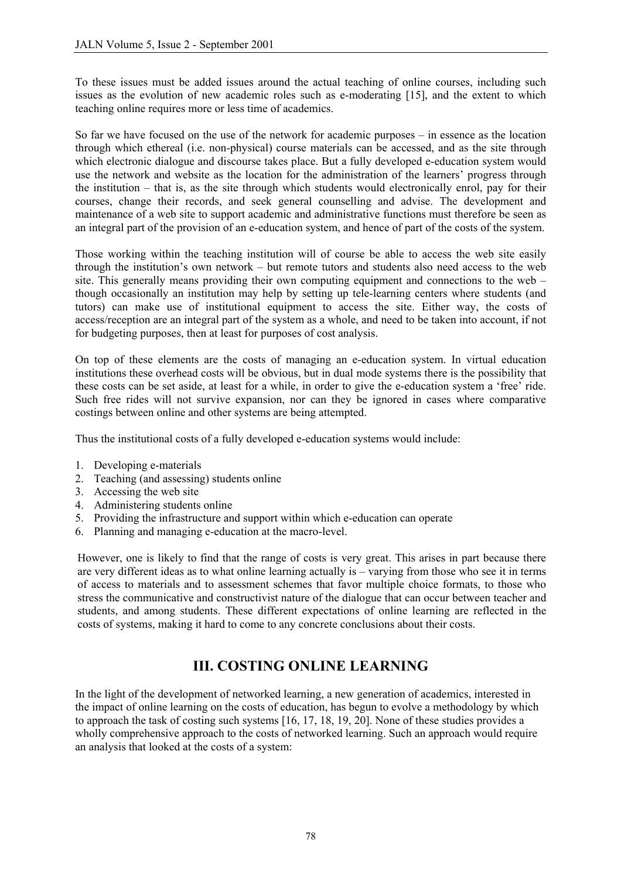To these issues must be added issues around the actual teaching of online courses, including such issues as the evolution of new academic roles such as e-moderating [15], and the extent to which teaching online requires more or less time of academics.

So far we have focused on the use of the network for academic purposes – in essence as the location through which ethereal (i.e. non-physical) course materials can be accessed, and as the site through which electronic dialogue and discourse takes place. But a fully developed e-education system would use the network and website as the location for the administration of the learners' progress through the institution – that is, as the site through which students would electronically enrol, pay for their courses, change their records, and seek general counselling and advise. The development and maintenance of a web site to support academic and administrative functions must therefore be seen as an integral part of the provision of an e-education system, and hence of part of the costs of the system.

Those working within the teaching institution will of course be able to access the web site easily through the institution's own network – but remote tutors and students also need access to the web site. This generally means providing their own computing equipment and connections to the web – though occasionally an institution may help by setting up tele-learning centers where students (and tutors) can make use of institutional equipment to access the site. Either way, the costs of access/reception are an integral part of the system as a whole, and need to be taken into account, if not for budgeting purposes, then at least for purposes of cost analysis.

On top of these elements are the costs of managing an e-education system. In virtual education institutions these overhead costs will be obvious, but in dual mode systems there is the possibility that these costs can be set aside, at least for a while, in order to give the e-education system a 'free' ride. Such free rides will not survive expansion, nor can they be ignored in cases where comparative costings between online and other systems are being attempted.

Thus the institutional costs of a fully developed e-education systems would include:

1. Developing e-materials
2. Teaching (and assessing) students online
3. Accessing the web site
4. Administering students online
5. Providing the infrastructure and support within which e-education can operate
6. Planning and managing e-education at the macro-level.

However, one is likely to find that the range of costs is very great. This arises in part because there are very different ideas as to what online learning actually is – varying from those who see it in terms of access to materials and to assessment schemes that favor multiple choice formats, to those who stress the communicative and constructivist nature of the dialogue that can occur between teacher and students, and among students. These different expectations of online learning are reflected in the costs of systems, making it hard to come to any concrete conclusions about their costs.

## III. COSTING ONLINE LEARNING

In the light of the development of networked learning, a new generation of academics, interested in the impact of online learning on the costs of education, has begun to evolve a methodology by which to approach the task of costing such systems [16, 17, 18, 19, 20]. None of these studies provides a wholly comprehensive approach to the costs of networked learning. Such an approach would require an analysis that looked at the costs of a system: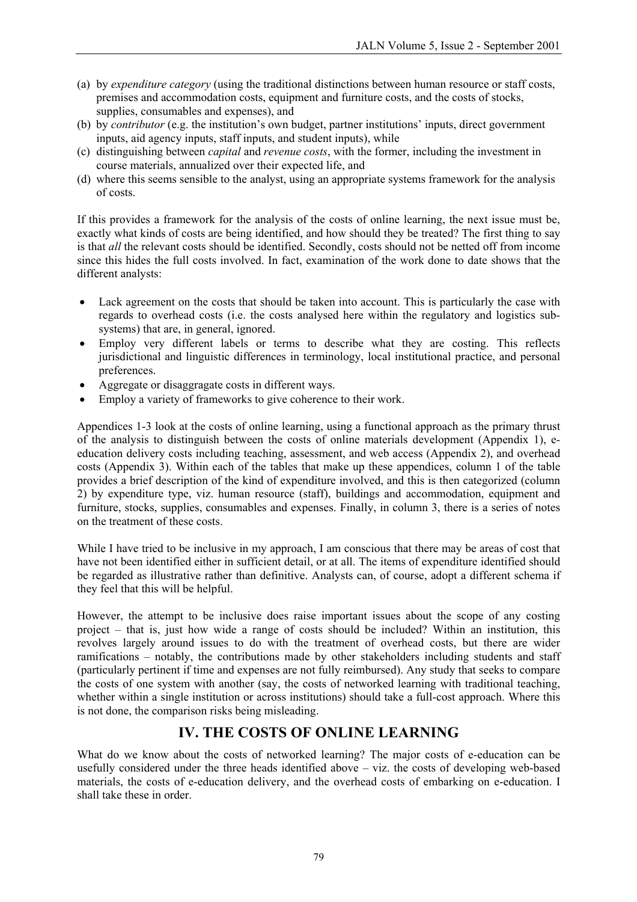(a) by *expenditure category* (using the traditional distinctions between human resource or staff costs, premises and accommodation costs, equipment and furniture costs, and the costs of stocks, supplies, consumables and expenses), and
(b) by *contributor* (e.g. the institution's own budget, partner institutions' inputs, direct government inputs, aid agency inputs, staff inputs, and student inputs), while
(c) distinguishing between *capital* and *revenue costs*, with the former, including the investment in course materials, annualized over their expected life, and
(d) where this seems sensible to the analyst, using an appropriate systems framework for the analysis of costs.

If this provides a framework for the analysis of the costs of online learning, the next issue must be, exactly what kinds of costs are being identified, and how should they be treated? The first thing to say is that *all* the relevant costs should be identified. Secondly, costs should not be netted off from income since this hides the full costs involved. In fact, examination of the work done to date shows that the different analysts:

- Lack agreement on the costs that should be taken into account. This is particularly the case with regards to overhead costs (i.e. the costs analysed here within the regulatory and logistics sub-systems) that are, in general, ignored.
- Employ very different labels or terms to describe what they are costing. This reflects jurisdictional and linguistic differences in terminology, local institutional practice, and personal preferences.
- Aggregate or disaggragate costs in different ways.
- Employ a variety of frameworks to give coherence to their work.

Appendices 1-3 look at the costs of online learning, using a functional approach as the primary thrust of the analysis to distinguish between the costs of online materials development (Appendix 1), e-education delivery costs including teaching, assessment, and web access (Appendix 2), and overhead costs (Appendix 3). Within each of the tables that make up these appendices, column 1 of the table provides a brief description of the kind of expenditure involved, and this is then categorized (column 2) by expenditure type, viz. human resource (staff), buildings and accommodation, equipment and furniture, stocks, supplies, consumables and expenses. Finally, in column 3, there is a series of notes on the treatment of these costs.

While I have tried to be inclusive in my approach, I am conscious that there may be areas of cost that have not been identified either in sufficient detail, or at all. The items of expenditure identified should be regarded as illustrative rather than definitive. Analysts can, of course, adopt a different schema if they feel that this will be helpful.

However, the attempt to be inclusive does raise important issues about the scope of any costing project – that is, just how wide a range of costs should be included? Within an institution, this revolves largely around issues to do with the treatment of overhead costs, but there are wider ramifications – notably, the contributions made by other stakeholders including students and staff (particularly pertinent if time and expenses are not fully reimbursed). Any study that seeks to compare the costs of one system with another (say, the costs of networked learning with traditional teaching, whether within a single institution or across institutions) should take a full-cost approach. Where this is not done, the comparison risks being misleading.

## IV. THE COSTS OF ONLINE LEARNING

What do we know about the costs of networked learning? The major costs of e-education can be usefully considered under the three heads identified above – viz. the costs of developing web-based materials, the costs of e-education delivery, and the overhead costs of embarking on e-education. I shall take these in order.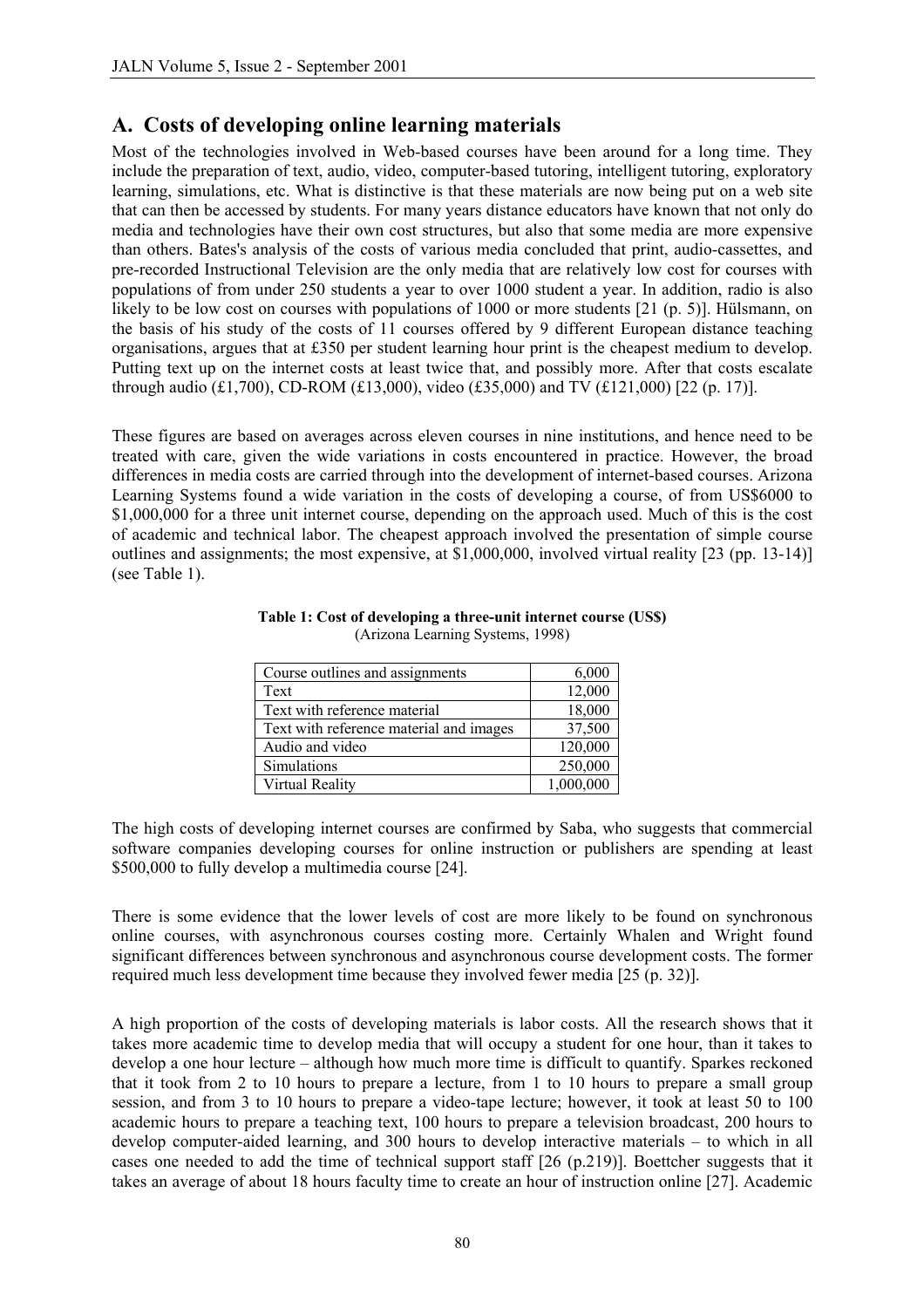## A. Costs of developing online learning materials

Most of the technologies involved in Web-based courses have been around for a long time. They include the preparation of text, audio, video, computer-based tutoring, intelligent tutoring, exploratory learning, simulations, etc. What is distinctive is that these materials are now being put on a web site that can then be accessed by students. For many years distance educators have known that not only do media and technologies have their own cost structures, but also that some media are more expensive than others. Bates's analysis of the costs of various media concluded that print, audio-cassettes, and pre-recorded Instructional Television are the only media that are relatively low cost for courses with populations of from under 250 students a year to over 1000 student a year. In addition, radio is also likely to be low cost on courses with populations of 1000 or more students [21 (p. 5)]. Hülsmann, on the basis of his study of the costs of 11 courses offered by 9 different European distance teaching organisations, argues that at £350 per student learning hour print is the cheapest medium to develop. Putting text up on the internet costs at least twice that, and possibly more. After that costs escalate through audio (£1,700), CD-ROM (£13,000), video (£35,000) and TV (£121,000) [22 (p. 17)].

These figures are based on averages across eleven courses in nine institutions, and hence need to be treated with care, given the wide variations in costs encountered in practice. However, the broad differences in media costs are carried through into the development of internet-based courses. Arizona Learning Systems found a wide variation in the costs of developing a course, of from US$6000 to $1,000,000 for a three unit internet course, depending on the approach used. Much of this is the cost of academic and technical labor. The cheapest approach involved the presentation of simple course outlines and assignments; the most expensive, at $1,000,000, involved virtual reality [23 (pp. 13-14)] (see Table 1).

**Table 1: Cost of developing a three-unit internet course (US$)**
(Arizona Learning Systems, 1998)

| Approach | Cost |
|---|---:|
| Course outlines and assignments | 6,000 |
| Text | 12,000 |
| Text with reference material | 18,000 |
| Text with reference material and images | 37,500 |
| Audio and video | 120,000 |
| Simulations | 250,000 |
| Virtual Reality | 1,000,000 |

The high costs of developing internet courses are confirmed by Saba, who suggests that commercial software companies developing courses for online instruction or publishers are spending at least $500,000 to fully develop a multimedia course [24].

There is some evidence that the lower levels of cost are more likely to be found on synchronous online courses, with asynchronous courses costing more. Certainly Whalen and Wright found significant differences between synchronous and asynchronous course development costs. The former required much less development time because they involved fewer media [25 (p. 32)].

A high proportion of the costs of developing materials is labor costs. All the research shows that it takes more academic time to develop media that will occupy a student for one hour, than it takes to develop a one hour lecture – although how much more time is difficult to quantify. Sparkes reckoned that it took from 2 to 10 hours to prepare a lecture, from 1 to 10 hours to prepare a small group session, and from 3 to 10 hours to prepare a video-tape lecture; however, it took at least 50 to 100 academic hours to prepare a teaching text, 100 hours to prepare a television broadcast, 200 hours to develop computer-aided learning, and 300 hours to develop interactive materials – to which in all cases one needed to add the time of technical support staff [26 (p.219)]. Boettcher suggests that it takes an average of about 18 hours faculty time to create an hour of instruction online [27]. Academic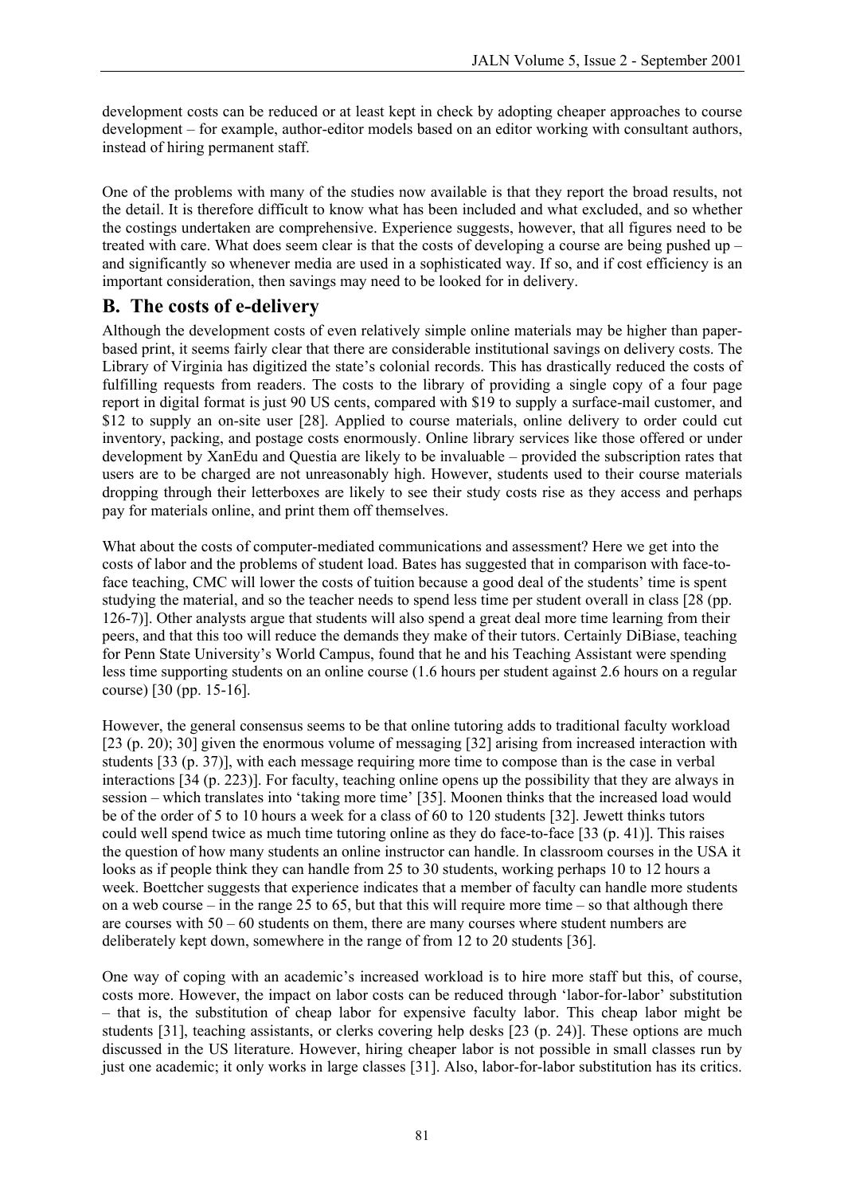development costs can be reduced or at least kept in check by adopting cheaper approaches to course development – for example, author-editor models based on an editor working with consultant authors, instead of hiring permanent staff.

One of the problems with many of the studies now available is that they report the broad results, not the detail. It is therefore difficult to know what has been included and what excluded, and so whether the costings undertaken are comprehensive. Experience suggests, however, that all figures need to be treated with care. What does seem clear is that the costs of developing a course are being pushed up – and significantly so whenever media are used in a sophisticated way. If so, and if cost efficiency is an important consideration, then savings may need to be looked for in delivery.

## B. The costs of e-delivery

Although the development costs of even relatively simple online materials may be higher than paper-based print, it seems fairly clear that there are considerable institutional savings on delivery costs. The Library of Virginia has digitized the state's colonial records. This has drastically reduced the costs of fulfilling requests from readers. The costs to the library of providing a single copy of a four page report in digital format is just 90 US cents, compared with $19 to supply a surface-mail customer, and $12 to supply an on-site user [28]. Applied to course materials, online delivery to order could cut inventory, packing, and postage costs enormously. Online library services like those offered or under development by XanEdu and Questia are likely to be invaluable – provided the subscription rates that users are to be charged are not unreasonably high. However, students used to their course materials dropping through their letterboxes are likely to see their study costs rise as they access and perhaps pay for materials online, and print them off themselves.

What about the costs of computer-mediated communications and assessment? Here we get into the costs of labor and the problems of student load. Bates has suggested that in comparison with face-to-face teaching, CMC will lower the costs of tuition because a good deal of the students' time is spent studying the material, and so the teacher needs to spend less time per student overall in class [28 (pp. 126-7)]. Other analysts argue that students will also spend a great deal more time learning from their peers, and that this too will reduce the demands they make of their tutors. Certainly DiBiase, teaching for Penn State University's World Campus, found that he and his Teaching Assistant were spending less time supporting students on an online course (1.6 hours per student against 2.6 hours on a regular course) [30 (pp. 15-16].

However, the general consensus seems to be that online tutoring adds to traditional faculty workload [23 (p. 20); 30] given the enormous volume of messaging [32] arising from increased interaction with students [33 (p. 37)], with each message requiring more time to compose than is the case in verbal interactions [34 (p. 223)]. For faculty, teaching online opens up the possibility that they are always in session – which translates into 'taking more time' [35]. Moonen thinks that the increased load would be of the order of 5 to 10 hours a week for a class of 60 to 120 students [32]. Jewett thinks tutors could well spend twice as much time tutoring online as they do face-to-face [33 (p. 41)]. This raises the question of how many students an online instructor can handle. In classroom courses in the USA it looks as if people think they can handle from 25 to 30 students, working perhaps 10 to 12 hours a week. Boettcher suggests that experience indicates that a member of faculty can handle more students on a web course – in the range 25 to 65, but that this will require more time – so that although there are courses with 50 – 60 students on them, there are many courses where student numbers are deliberately kept down, somewhere in the range of from 12 to 20 students [36].

One way of coping with an academic's increased workload is to hire more staff but this, of course, costs more. However, the impact on labor costs can be reduced through 'labor-for-labor' substitution – that is, the substitution of cheap labor for expensive faculty labor. This cheap labor might be students [31], teaching assistants, or clerks covering help desks [23 (p. 24)]. These options are much discussed in the US literature. However, hiring cheaper labor is not possible in small classes run by just one academic; it only works in large classes [31]. Also, labor-for-labor substitution has its critics.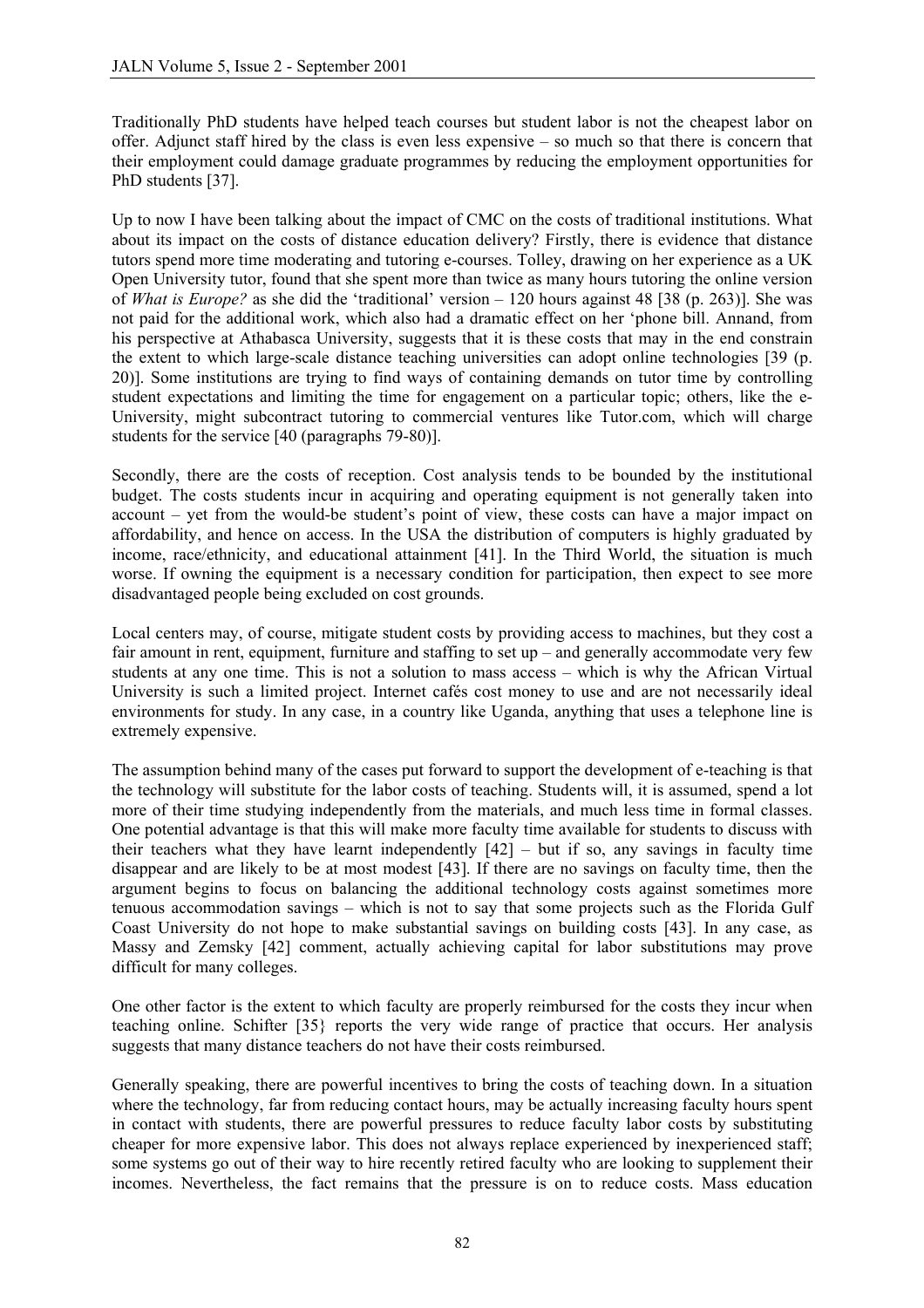Traditionally PhD students have helped teach courses but student labor is not the cheapest labor on offer. Adjunct staff hired by the class is even less expensive – so much so that there is concern that their employment could damage graduate programmes by reducing the employment opportunities for PhD students [37].

Up to now I have been talking about the impact of CMC on the costs of traditional institutions. What about its impact on the costs of distance education delivery? Firstly, there is evidence that distance tutors spend more time moderating and tutoring e-courses. Tolley, drawing on her experience as a UK Open University tutor, found that she spent more than twice as many hours tutoring the online version of *What is Europe?* as she did the 'traditional' version – 120 hours against 48 [38 (p. 263)]. She was not paid for the additional work, which also had a dramatic effect on her 'phone bill. Annand, from his perspective at Athabasca University, suggests that it is these costs that may in the end constrain the extent to which large-scale distance teaching universities can adopt online technologies [39 (p. 20)]. Some institutions are trying to find ways of containing demands on tutor time by controlling student expectations and limiting the time for engagement on a particular topic; others, like the e-University, might subcontract tutoring to commercial ventures like Tutor.com, which will charge students for the service [40 (paragraphs 79-80)].

Secondly, there are the costs of reception. Cost analysis tends to be bounded by the institutional budget. The costs students incur in acquiring and operating equipment is not generally taken into account – yet from the would-be student's point of view, these costs can have a major impact on affordability, and hence on access. In the USA the distribution of computers is highly graduated by income, race/ethnicity, and educational attainment [41]. In the Third World, the situation is much worse. If owning the equipment is a necessary condition for participation, then expect to see more disadvantaged people being excluded on cost grounds.

Local centers may, of course, mitigate student costs by providing access to machines, but they cost a fair amount in rent, equipment, furniture and staffing to set up – and generally accommodate very few students at any one time. This is not a solution to mass access – which is why the African Virtual University is such a limited project. Internet cafés cost money to use and are not necessarily ideal environments for study. In any case, in a country like Uganda, anything that uses a telephone line is extremely expensive.

The assumption behind many of the cases put forward to support the development of e-teaching is that the technology will substitute for the labor costs of teaching. Students will, it is assumed, spend a lot more of their time studying independently from the materials, and much less time in formal classes. One potential advantage is that this will make more faculty time available for students to discuss with their teachers what they have learnt independently [42] – but if so, any savings in faculty time disappear and are likely to be at most modest [43]. If there are no savings on faculty time, then the argument begins to focus on balancing the additional technology costs against sometimes more tenuous accommodation savings – which is not to say that some projects such as the Florida Gulf Coast University do not hope to make substantial savings on building costs [43]. In any case, as Massy and Zemsky [42] comment, actually achieving capital for labor substitutions may prove difficult for many colleges.

One other factor is the extent to which faculty are properly reimbursed for the costs they incur when teaching online. Schifter [35} reports the very wide range of practice that occurs. Her analysis suggests that many distance teachers do not have their costs reimbursed.

Generally speaking, there are powerful incentives to bring the costs of teaching down. In a situation where the technology, far from reducing contact hours, may be actually increasing faculty hours spent in contact with students, there are powerful pressures to reduce faculty labor costs by substituting cheaper for more expensive labor. This does not always replace experienced by inexperienced staff; some systems go out of their way to hire recently retired faculty who are looking to supplement their incomes. Nevertheless, the fact remains that the pressure is on to reduce costs. Mass education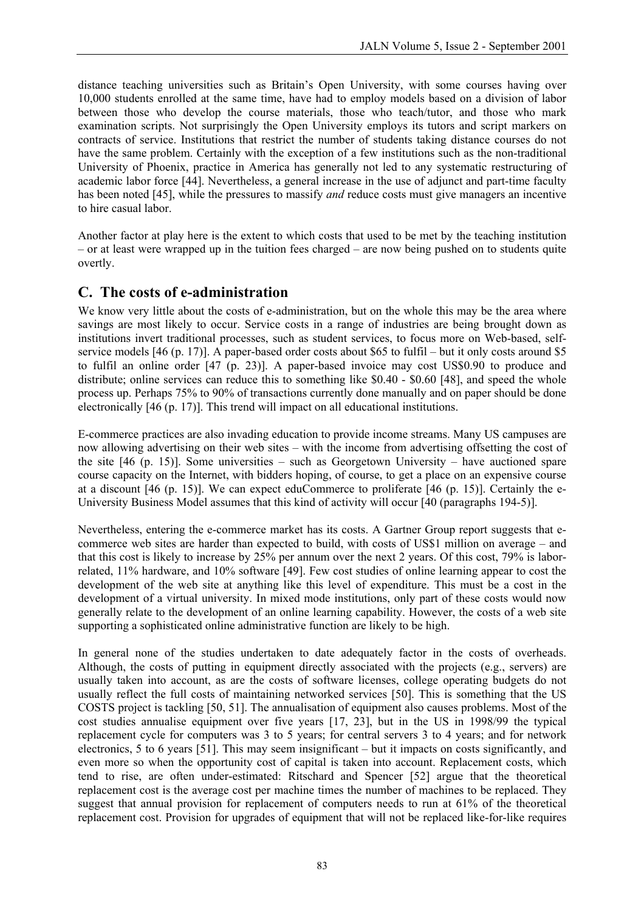distance teaching universities such as Britain's Open University, with some courses having over 10,000 students enrolled at the same time, have had to employ models based on a division of labor between those who develop the course materials, those who teach/tutor, and those who mark examination scripts. Not surprisingly the Open University employs its tutors and script markers on contracts of service. Institutions that restrict the number of students taking distance courses do not have the same problem. Certainly with the exception of a few institutions such as the non-traditional University of Phoenix, practice in America has generally not led to any systematic restructuring of academic labor force [44]. Nevertheless, a general increase in the use of adjunct and part-time faculty has been noted [45], while the pressures to massify *and* reduce costs must give managers an incentive to hire casual labor.

Another factor at play here is the extent to which costs that used to be met by the teaching institution – or at least were wrapped up in the tuition fees charged – are now being pushed on to students quite overtly.

## C. The costs of e-administration

We know very little about the costs of e-administration, but on the whole this may be the area where savings are most likely to occur. Service costs in a range of industries are being brought down as institutions invert traditional processes, such as student services, to focus more on Web-based, self-service models [46 (p. 17)]. A paper-based order costs about $65 to fulfil – but it only costs around $5 to fulfil an online order [47 (p. 23)]. A paper-based invoice may cost US$0.90 to produce and distribute; online services can reduce this to something like $0.40 - $0.60 [48], and speed the whole process up. Perhaps 75% to 90% of transactions currently done manually and on paper should be done electronically [46 (p. 17)]. This trend will impact on all educational institutions.

E-commerce practices are also invading education to provide income streams. Many US campuses are now allowing advertising on their web sites – with the income from advertising offsetting the cost of the site [46 (p. 15)]. Some universities – such as Georgetown University – have auctioned spare course capacity on the Internet, with bidders hoping, of course, to get a place on an expensive course at a discount [46 (p. 15)]. We can expect eduCommerce to proliferate [46 (p. 15)]. Certainly the e-University Business Model assumes that this kind of activity will occur [40 (paragraphs 194-5)].

Nevertheless, entering the e-commerce market has its costs. A Gartner Group report suggests that e-commerce web sites are harder than expected to build, with costs of US$1 million on average – and that this cost is likely to increase by 25% per annum over the next 2 years. Of this cost, 79% is labor-related, 11% hardware, and 10% software [49]. Few cost studies of online learning appear to cost the development of the web site at anything like this level of expenditure. This must be a cost in the development of a virtual university. In mixed mode institutions, only part of these costs would now generally relate to the development of an online learning capability. However, the costs of a web site supporting a sophisticated online administrative function are likely to be high.

In general none of the studies undertaken to date adequately factor in the costs of overheads. Although, the costs of putting in equipment directly associated with the projects (e.g., servers) are usually taken into account, as are the costs of software licenses, college operating budgets do not usually reflect the full costs of maintaining networked services [50]. This is something that the US COSTS project is tackling [50, 51]. The annualisation of equipment also causes problems. Most of the cost studies annualise equipment over five years [17, 23], but in the US in 1998/99 the typical replacement cycle for computers was 3 to 5 years; for central servers 3 to 4 years; and for network electronics, 5 to 6 years [51]. This may seem insignificant – but it impacts on costs significantly, and even more so when the opportunity cost of capital is taken into account. Replacement costs, which tend to rise, are often under-estimated: Ritschard and Spencer [52] argue that the theoretical replacement cost is the average cost per machine times the number of machines to be replaced. They suggest that annual provision for replacement of computers needs to run at 61% of the theoretical replacement cost. Provision for upgrades of equipment that will not be replaced like-for-like requires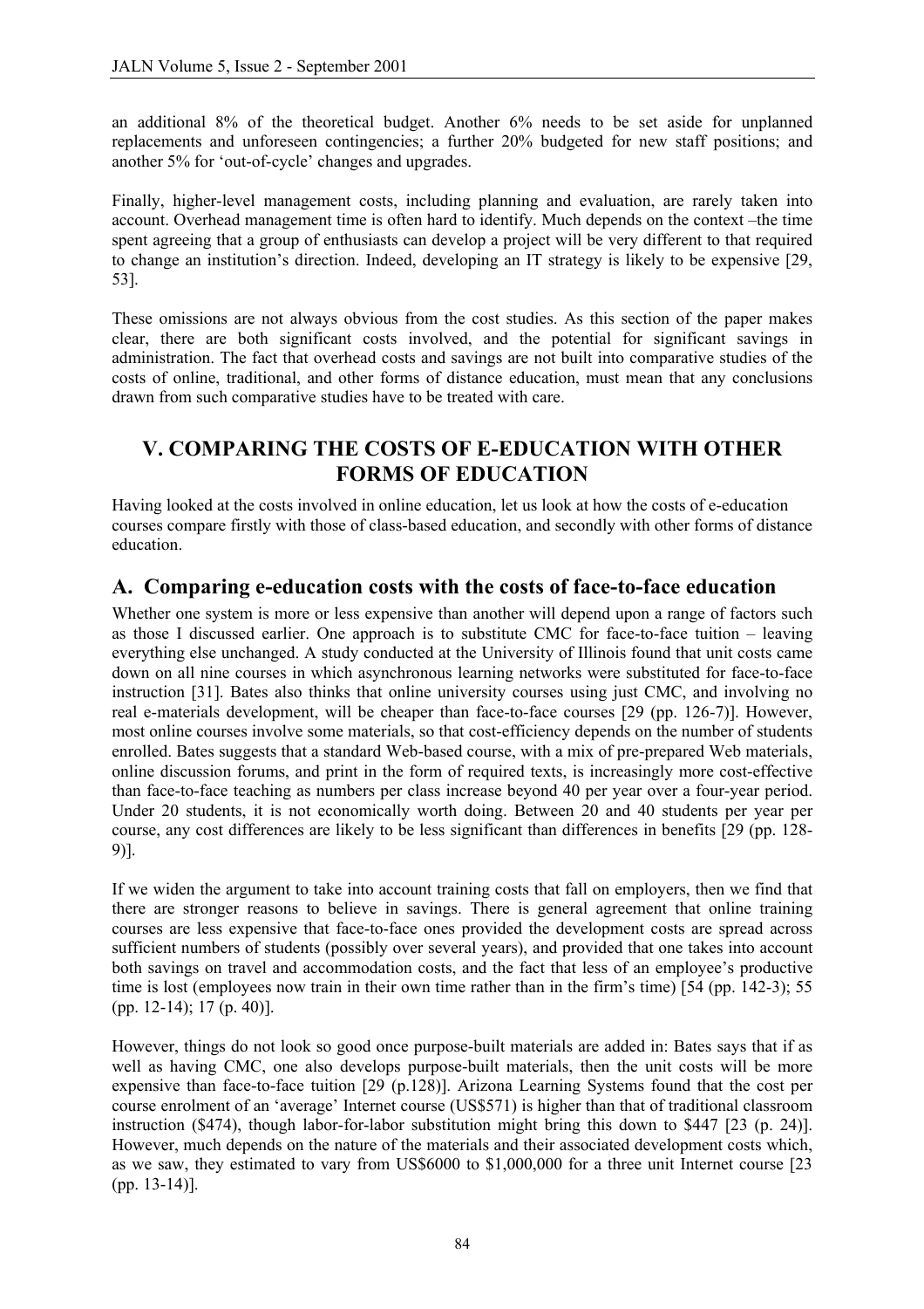an additional 8% of the theoretical budget. Another 6% needs to be set aside for unplanned replacements and unforeseen contingencies; a further 20% budgeted for new staff positions; and another 5% for 'out-of-cycle' changes and upgrades.

Finally, higher-level management costs, including planning and evaluation, are rarely taken into account. Overhead management time is often hard to identify. Much depends on the context –the time spent agreeing that a group of enthusiasts can develop a project will be very different to that required to change an institution's direction. Indeed, developing an IT strategy is likely to be expensive [29, 53].

These omissions are not always obvious from the cost studies. As this section of the paper makes clear, there are both significant costs involved, and the potential for significant savings in administration. The fact that overhead costs and savings are not built into comparative studies of the costs of online, traditional, and other forms of distance education, must mean that any conclusions drawn from such comparative studies have to be treated with care.

## V. COMPARING THE COSTS OF E-EDUCATION WITH OTHER FORMS OF EDUCATION

Having looked at the costs involved in online education, let us look at how the costs of e-education courses compare firstly with those of class-based education, and secondly with other forms of distance education.

### A. Comparing e-education costs with the costs of face-to-face education

Whether one system is more or less expensive than another will depend upon a range of factors such as those I discussed earlier. One approach is to substitute CMC for face-to-face tuition – leaving everything else unchanged. A study conducted at the University of Illinois found that unit costs came down on all nine courses in which asynchronous learning networks were substituted for face-to-face instruction [31]. Bates also thinks that online university courses using just CMC, and involving no real e-materials development, will be cheaper than face-to-face courses [29 (pp. 126-7)]. However, most online courses involve some materials, so that cost-efficiency depends on the number of students enrolled. Bates suggests that a standard Web-based course, with a mix of pre-prepared Web materials, online discussion forums, and print in the form of required texts, is increasingly more cost-effective than face-to-face teaching as numbers per class increase beyond 40 per year over a four-year period. Under 20 students, it is not economically worth doing. Between 20 and 40 students per year per course, any cost differences are likely to be less significant than differences in benefits [29 (pp. 128-9)].

If we widen the argument to take into account training costs that fall on employers, then we find that there are stronger reasons to believe in savings. There is general agreement that online training courses are less expensive that face-to-face ones provided the development costs are spread across sufficient numbers of students (possibly over several years), and provided that one takes into account both savings on travel and accommodation costs, and the fact that less of an employee's productive time is lost (employees now train in their own time rather than in the firm's time) [54 (pp. 142-3); 55 (pp. 12-14); 17 (p. 40)].

However, things do not look so good once purpose-built materials are added in: Bates says that if as well as having CMC, one also develops purpose-built materials, then the unit costs will be more expensive than face-to-face tuition [29 (p.128)]. Arizona Learning Systems found that the cost per course enrolment of an 'average' Internet course (US$571) is higher than that of traditional classroom instruction ($474), though labor-for-labor substitution might bring this down to $447 [23 (p. 24)]. However, much depends on the nature of the materials and their associated development costs which, as we saw, they estimated to vary from US$6000 to $1,000,000 for a three unit Internet course [23 (pp. 13-14)].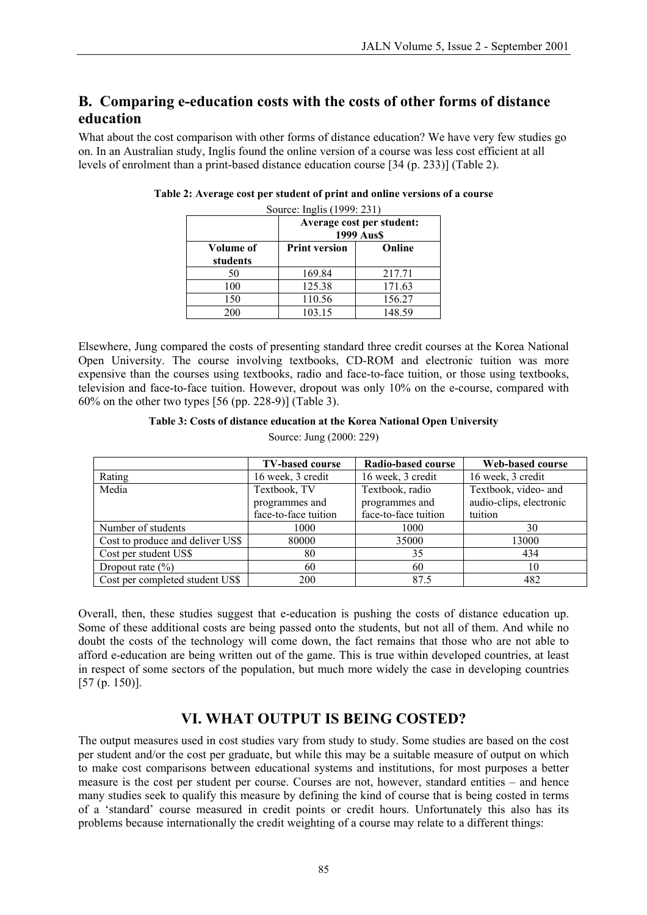## B. Comparing e-education costs with the costs of other forms of distance education

What about the cost comparison with other forms of distance education? We have very few studies go on. In an Australian study, Inglis found the online version of a course was less cost efficient at all levels of enrolment than a print-based distance education course [34 (p. 233)] (Table 2).

**Table 2: Average cost per student of print and online versions of a course**

Source: Inglis (1999: 231)

| | Average cost per student: 1999 Aus$ | |
|---|---|---|
| **Volume of students** | **Print version** | **Online** |
| 50 | 169.84 | 217.71 |
| 100 | 125.38 | 171.63 |
| 150 | 110.56 | 156.27 |
| 200 | 103.15 | 148.59 |

Elsewhere, Jung compared the costs of presenting standard three credit courses at the Korea National Open University. The course involving textbooks, CD-ROM and electronic tuition was more expensive than the courses using textbooks, radio and face-to-face tuition, or those using textbooks, television and face-to-face tuition. However, dropout was only 10% on the e-course, compared with 60% on the other two types [56 (pp. 228-9)] (Table 3).

**Table 3: Costs of distance education at the Korea National Open University**

Source: Jung (2000: 229)

| | TV-based course | Radio-based course | Web-based course |
|---|---|---|---|
| Rating | 16 week, 3 credit | 16 week, 3 credit | 16 week, 3 credit |
| Media | Textbook, TV programmes and face-to-face tuition | Textbook, radio programmes and face-to-face tuition | Textbook, video- and audio-clips, electronic tuition |
| Number of students | 1000 | 1000 | 30 |
| Cost to produce and deliver US$ | 80000 | 35000 | 13000 |
| Cost per student US$ | 80 | 35 | 434 |
| Dropout rate (%) | 60 | 60 | 10 |
| Cost per completed student US$ | 200 | 87.5 | 482 |

Overall, then, these studies suggest that e-education is pushing the costs of distance education up. Some of these additional costs are being passed onto the students, but not all of them. And while no doubt the costs of the technology will come down, the fact remains that those who are not able to afford e-education are being written out of the game. This is true within developed countries, at least in respect of some sectors of the population, but much more widely the case in developing countries [57 (p. 150)].

# VI. WHAT OUTPUT IS BEING COSTED?

The output measures used in cost studies vary from study to study. Some studies are based on the cost per student and/or the cost per graduate, but while this may be a suitable measure of output on which to make cost comparisons between educational systems and institutions, for most purposes a better measure is the cost per student per course. Courses are not, however, standard entities – and hence many studies seek to qualify this measure by defining the kind of course that is being costed in terms of a 'standard' course measured in credit points or credit hours. Unfortunately this also has its problems because internationally the credit weighting of a course may relate to a different things: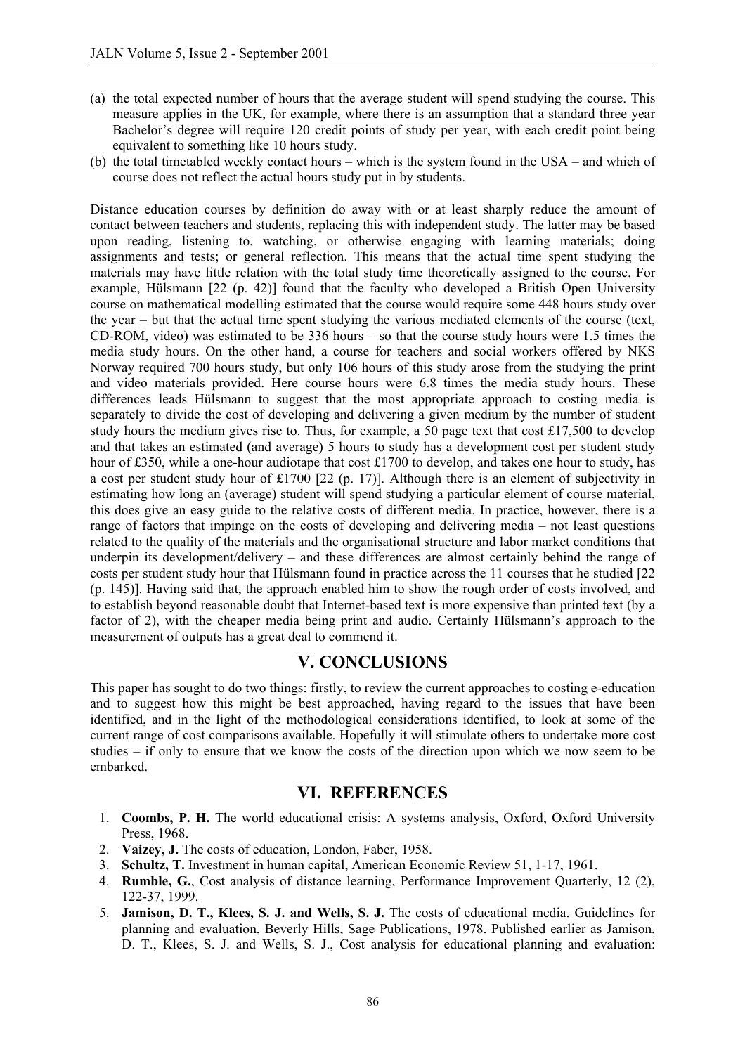(a) the total expected number of hours that the average student will spend studying the course. This measure applies in the UK, for example, where there is an assumption that a standard three year Bachelor's degree will require 120 credit points of study per year, with each credit point being equivalent to something like 10 hours study.
(b) the total timetabled weekly contact hours – which is the system found in the USA – and which of course does not reflect the actual hours study put in by students.

Distance education courses by definition do away with or at least sharply reduce the amount of contact between teachers and students, replacing this with independent study. The latter may be based upon reading, listening to, watching, or otherwise engaging with learning materials; doing assignments and tests; or general reflection. This means that the actual time spent studying the materials may have little relation with the total study time theoretically assigned to the course. For example, Hülsmann [22 (p. 42)] found that the faculty who developed a British Open University course on mathematical modelling estimated that the course would require some 448 hours study over the year – but that the actual time spent studying the various mediated elements of the course (text, CD-ROM, video) was estimated to be 336 hours – so that the course study hours were 1.5 times the media study hours. On the other hand, a course for teachers and social workers offered by NKS Norway required 700 hours study, but only 106 hours of this study arose from the studying the print and video materials provided. Here course hours were 6.8 times the media study hours. These differences leads Hülsmann to suggest that the most appropriate approach to costing media is separately to divide the cost of developing and delivering a given medium by the number of student study hours the medium gives rise to. Thus, for example, a 50 page text that cost £17,500 to develop and that takes an estimated (and average) 5 hours to study has a development cost per student study hour of £350, while a one-hour audiotape that cost £1700 to develop, and takes one hour to study, has a cost per student study hour of £1700 [22 (p. 17)]. Although there is an element of subjectivity in estimating how long an (average) student will spend studying a particular element of course material, this does give an easy guide to the relative costs of different media. In practice, however, there is a range of factors that impinge on the costs of developing and delivering media – not least questions related to the quality of the materials and the organisational structure and labor market conditions that underpin its development/delivery – and these differences are almost certainly behind the range of costs per student study hour that Hülsmann found in practice across the 11 courses that he studied [22 (p. 145)]. Having said that, the approach enabled him to show the rough order of costs involved, and to establish beyond reasonable doubt that Internet-based text is more expensive than printed text (by a factor of 2), with the cheaper media being print and audio. Certainly Hülsmann's approach to the measurement of outputs has a great deal to commend it.

## V. CONCLUSIONS

This paper has sought to do two things: firstly, to review the current approaches to costing e-education and to suggest how this might be best approached, having regard to the issues that have been identified, and in the light of the methodological considerations identified, to look at some of the current range of cost comparisons available. Hopefully it will stimulate others to undertake more cost studies – if only to ensure that we know the costs of the direction upon which we now seem to be embarked.

## VI. REFERENCES

1. **Coombs, P. H.** The world educational crisis: A systems analysis, Oxford, Oxford University Press, 1968.
2. **Vaizey, J.** The costs of education, London, Faber, 1958.
3. **Schultz, T.** Investment in human capital, American Economic Review 51, 1-17, 1961.
4. **Rumble, G.**, Cost analysis of distance learning, Performance Improvement Quarterly, 12 (2), 122-37, 1999.
5. **Jamison, D. T., Klees, S. J. and Wells, S. J.** The costs of educational media. Guidelines for planning and evaluation, Beverly Hills, Sage Publications, 1978. Published earlier as Jamison, D. T., Klees, S. J. and Wells, S. J., Cost analysis for educational planning and evaluation: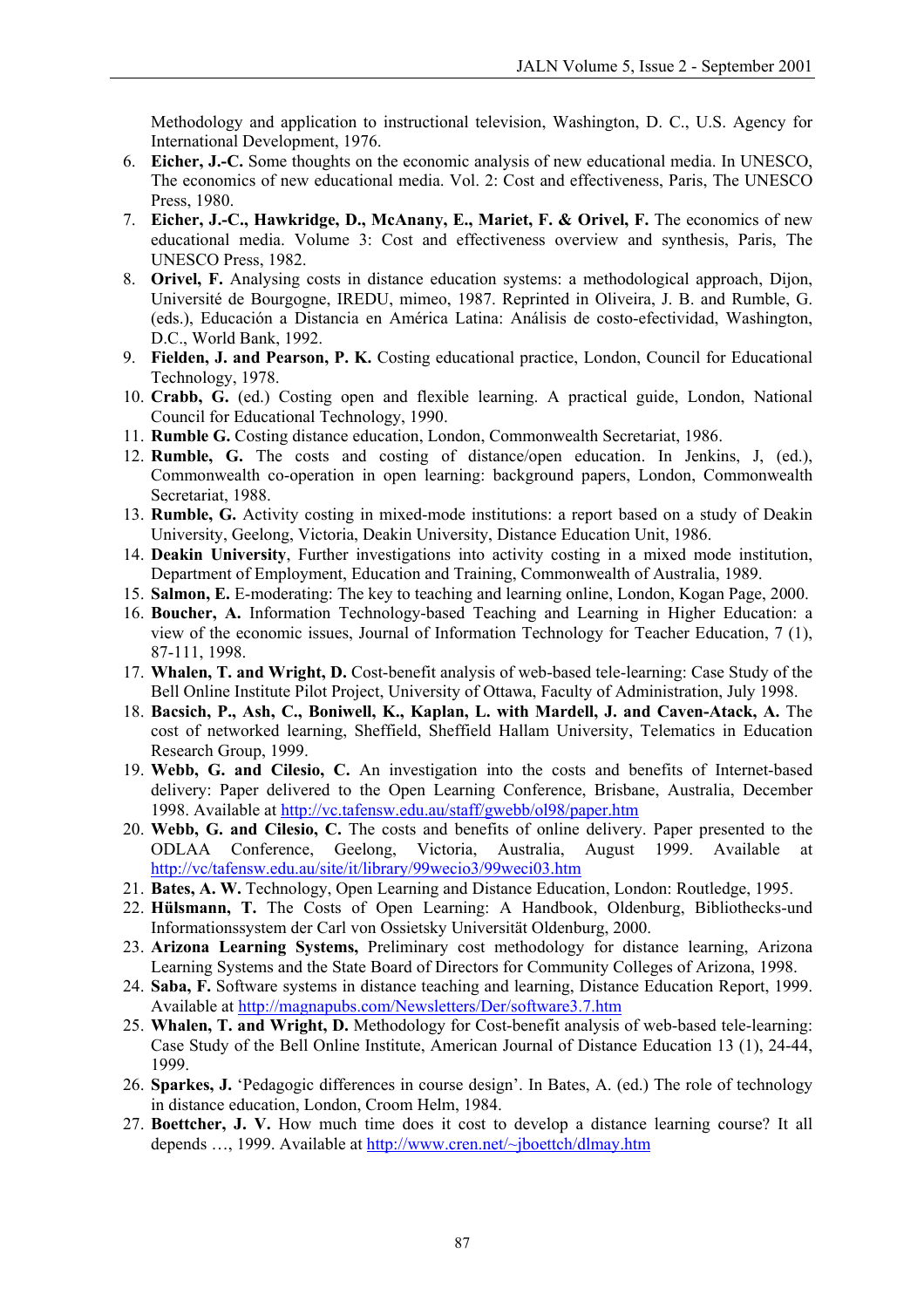Methodology and application to instructional television, Washington, D. C., U.S. Agency for International Development, 1976.

6. **Eicher, J.-C.** Some thoughts on the economic analysis of new educational media. In UNESCO, The economics of new educational media. Vol. 2: Cost and effectiveness, Paris, The UNESCO Press, 1980.
7. **Eicher, J.-C., Hawkridge, D., McAnany, E., Mariet, F. & Orivel, F.** The economics of new educational media. Volume 3: Cost and effectiveness overview and synthesis, Paris, The UNESCO Press, 1982.
8. **Orivel, F.** Analysing costs in distance education systems: a methodological approach, Dijon, Université de Bourgogne, IREDU, mimeo, 1987. Reprinted in Oliveira, J. B. and Rumble, G. (eds.), Educación a Distancia en América Latina: Análisis de costo-efectividad, Washington, D.C., World Bank, 1992.
9. **Fielden, J. and Pearson, P. K.** Costing educational practice, London, Council for Educational Technology, 1978.
10. **Crabb, G.** (ed.) Costing open and flexible learning. A practical guide, London, National Council for Educational Technology, 1990.
11. **Rumble G.** Costing distance education, London, Commonwealth Secretariat, 1986.
12. **Rumble, G.** The costs and costing of distance/open education. In Jenkins, J, (ed.), Commonwealth co-operation in open learning: background papers, London, Commonwealth Secretariat, 1988.
13. **Rumble, G.** Activity costing in mixed-mode institutions: a report based on a study of Deakin University, Geelong, Victoria, Deakin University, Distance Education Unit, 1986.
14. **Deakin University**, Further investigations into activity costing in a mixed mode institution, Department of Employment, Education and Training, Commonwealth of Australia, 1989.
15. **Salmon, E.** E-moderating: The key to teaching and learning online, London, Kogan Page, 2000.
16. **Boucher, A.** Information Technology-based Teaching and Learning in Higher Education: a view of the economic issues, Journal of Information Technology for Teacher Education, 7 (1), 87-111, 1998.
17. **Whalen, T. and Wright, D.** Cost-benefit analysis of web-based tele-learning: Case Study of the Bell Online Institute Pilot Project, University of Ottawa, Faculty of Administration, July 1998.
18. **Bacsich, P., Ash, C., Boniwell, K., Kaplan, L. with Mardell, J. and Caven-Atack, A.** The cost of networked learning, Sheffield, Sheffield Hallam University, Telematics in Education Research Group, 1999.
19. **Webb, G. and Cilesio, C.** An investigation into the costs and benefits of Internet-based delivery: Paper delivered to the Open Learning Conference, Brisbane, Australia, December 1998. Available at http://vc.tafensw.edu.au/staff/gwebb/ol98/paper.htm
20. **Webb, G. and Cilesio, C.** The costs and benefits of online delivery. Paper presented to the ODLAA Conference, Geelong, Victoria, Australia, August 1999. Available at http://vc/tafensw.edu.au/site/it/library/99wecio3/99weci03.htm
21. **Bates, A. W.** Technology, Open Learning and Distance Education, London: Routledge, 1995.
22. **Hülsmann, T.** The Costs of Open Learning: A Handbook, Oldenburg, Bibliothecks-und Informationssystem der Carl von Ossietsky Universität Oldenburg, 2000.
23. **Arizona Learning Systems,** Preliminary cost methodology for distance learning, Arizona Learning Systems and the State Board of Directors for Community Colleges of Arizona, 1998.
24. **Saba, F.** Software systems in distance teaching and learning, Distance Education Report, 1999. Available at http://magnapubs.com/Newsletters/Der/software3.7.htm
25. **Whalen, T. and Wright, D.** Methodology for Cost-benefit analysis of web-based tele-learning: Case Study of the Bell Online Institute, American Journal of Distance Education 13 (1), 24-44, 1999.
26. **Sparkes, J.** 'Pedagogic differences in course design'. In Bates, A. (ed.) The role of technology in distance education, London, Croom Helm, 1984.
27. **Boettcher, J. V.** How much time does it cost to develop a distance learning course? It all depends …, 1999. Available at http://www.cren.net/~jboettch/dlmay.htm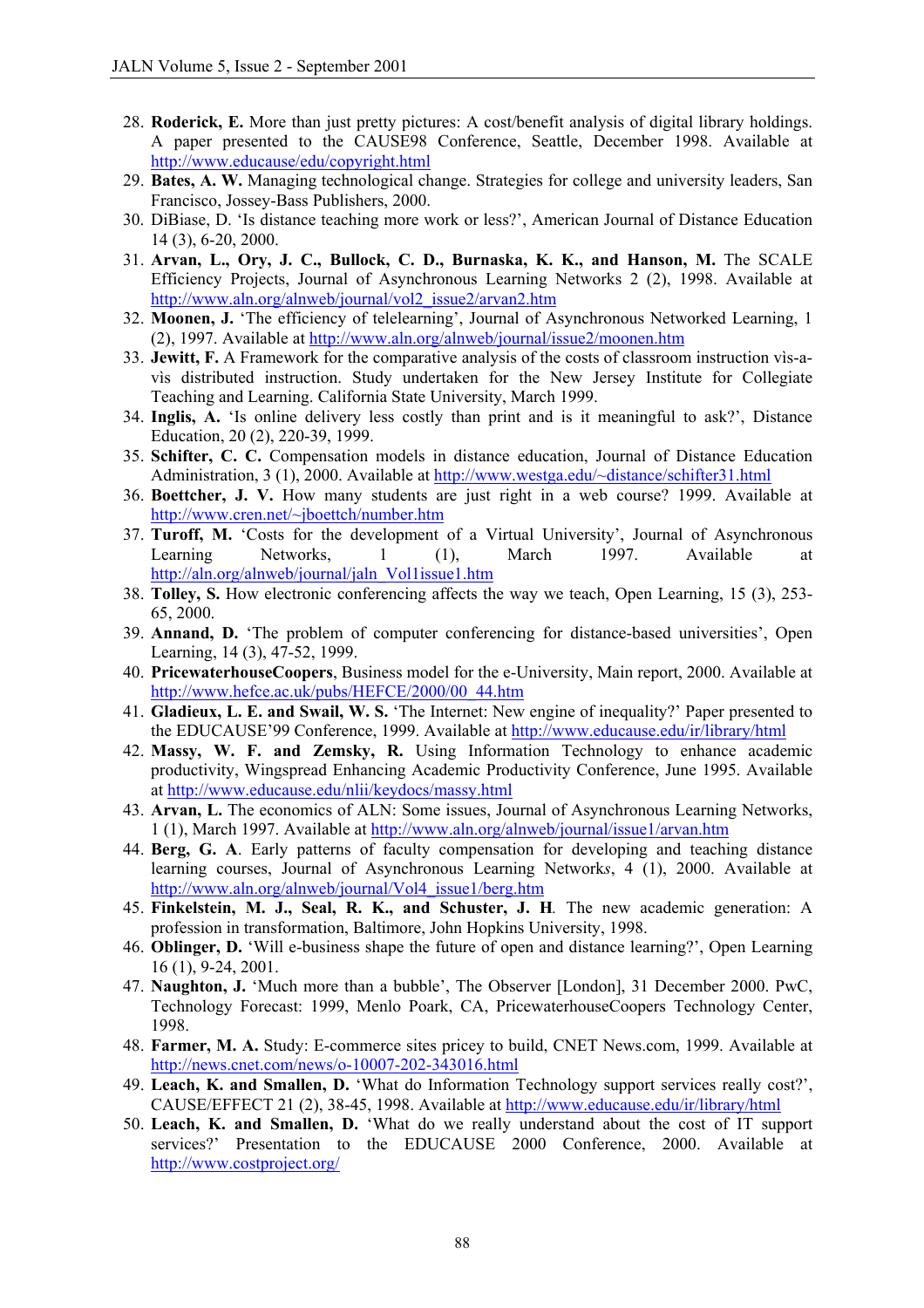28. **Roderick, E.** More than just pretty pictures: A cost/benefit analysis of digital library holdings. A paper presented to the CAUSE98 Conference, Seattle, December 1998. Available at http://www.educause/edu/copyright.html
29. **Bates, A. W.** Managing technological change. Strategies for college and university leaders, San Francisco, Jossey-Bass Publishers, 2000.
30. DiBiase, D. 'Is distance teaching more work or less?', American Journal of Distance Education 14 (3), 6-20, 2000.
31. **Arvan, L., Ory, J. C., Bullock, C. D., Burnaska, K. K., and Hanson, M.** The SCALE Efficiency Projects, Journal of Asynchronous Learning Networks 2 (2), 1998. Available at http://www.aln.org/alnweb/journal/vol2_issue2/arvan2.htm
32. **Moonen, J.** 'The efficiency of telelearning', Journal of Asynchronous Networked Learning, 1 (2), 1997. Available at http://www.aln.org/alnweb/journal/issue2/moonen.htm
33. **Jewitt, F.** A Framework for the comparative analysis of the costs of classroom instruction vìs-a-vìs distributed instruction. Study undertaken for the New Jersey Institute for Collegiate Teaching and Learning. California State University, March 1999.
34. **Inglis, A.** 'Is online delivery less costly than print and is it meaningful to ask?', Distance Education, 20 (2), 220-39, 1999.
35. **Schifter, C. C.** Compensation models in distance education, Journal of Distance Education Administration, 3 (1), 2000. Available at http://www.westga.edu/~distance/schifter31.html
36. **Boettcher, J. V.** How many students are just right in a web course? 1999. Available at http://www.cren.net/~jboettch/number.htm
37. **Turoff, M.** 'Costs for the development of a Virtual University', Journal of Asynchronous Learning Networks, 1 (1), March 1997. Available at http://aln.org/alnweb/journal/jaln_Vol1issue1.htm
38. **Tolley, S.** How electronic conferencing affects the way we teach, Open Learning, 15 (3), 253-65, 2000.
39. **Annand, D.** 'The problem of computer conferencing for distance-based universities', Open Learning, 14 (3), 47-52, 1999.
40. **PricewaterhouseCoopers**, Business model for the e-University, Main report, 2000. Available at http://www.hefce.ac.uk/pubs/HEFCE/2000/00_44.htm
41. **Gladieux, L. E. and Swail, W. S.** 'The Internet: New engine of inequality?' Paper presented to the EDUCAUSE'99 Conference, 1999. Available at http://www.educause.edu/ir/library/html
42. **Massy, W. F. and Zemsky, R.** Using Information Technology to enhance academic productivity, Wingspread Enhancing Academic Productivity Conference, June 1995. Available at http://www.educause.edu/nlii/keydocs/massy.html
43. **Arvan, L.** The economics of ALN: Some issues, Journal of Asynchronous Learning Networks, 1 (1), March 1997. Available at http://www.aln.org/alnweb/journal/issue1/arvan.htm
44. **Berg, G. A**. Early patterns of faculty compensation for developing and teaching distance learning courses, Journal of Asynchronous Learning Network*s*, 4 (1), 2000. Available at http://www.aln.org/alnweb/journal/Vol4_issue1/berg.htm
45. **Finkelstein, M. J., Seal, R. K., and Schuster, J. H***.* The new academic generation: A profession in transformation, Baltimore, John Hopkins University, 1998.
46. **Oblinger, D.** 'Will e-business shape the future of open and distance learning?', Open Learning 16 (1), 9-24, 2001.
47. **Naughton, J.** 'Much more than a bubble', The Observer [London], 31 December 2000. PwC, Technology Forecast: 1999, Menlo Poark, CA, PricewaterhouseCoopers Technology Center, 1998.
48. **Farmer, M. A.** Study: E-commerce sites pricey to build, CNET News.com, 1999. Available at http://news.cnet.com/news/o-10007-202-343016.html
49. **Leach, K. and Smallen, D.** 'What do Information Technology support services really cost?', CAUSE/EFFECT 21 (2), 38-45, 1998. Available at http://www.educause.edu/ir/library/html
50. **Leach, K. and Smallen, D.** 'What do we really understand about the cost of IT support services?' Presentation to the EDUCAUSE 2000 Conference, 2000. Available at http://www.costproject.org/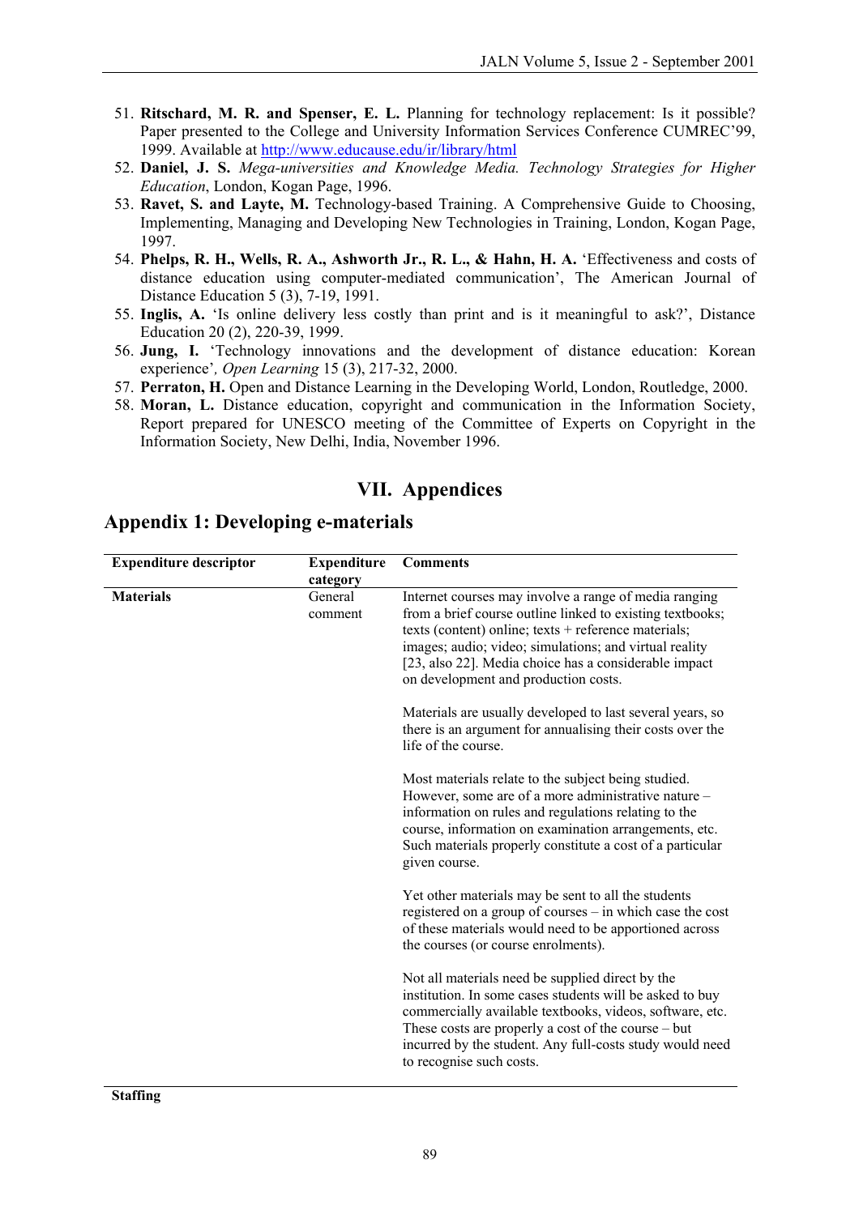51. **Ritschard, M. R. and Spenser, E. L.** Planning for technology replacement: Is it possible? Paper presented to the College and University Information Services Conference CUMREC'99, 1999. Available at http://www.educause.edu/ir/library/html
52. **Daniel, J. S.** *Mega-universities and Knowledge Media. Technology Strategies for Higher Education*, London, Kogan Page, 1996.
53. **Ravet, S. and Layte, M.** Technology-based Training. A Comprehensive Guide to Choosing, Implementing, Managing and Developing New Technologies in Training, London, Kogan Page, 1997.
54. **Phelps, R. H., Wells, R. A., Ashworth Jr., R. L., & Hahn, H. A.** 'Effectiveness and costs of distance education using computer-mediated communication', The American Journal of Distance Education 5 (3), 7-19, 1991.
55. **Inglis, A.** 'Is online delivery less costly than print and is it meaningful to ask?', Distance Education 20 (2), 220-39, 1999.
56. **Jung, I.** 'Technology innovations and the development of distance education: Korean experience', *Open Learning* 15 (3), 217-32, 2000.
57. **Perraton, H.** Open and Distance Learning in the Developing World, London, Routledge, 2000.
58. **Moran, L.** Distance education, copyright and communication in the Information Society, Report prepared for UNESCO meeting of the Committee of Experts on Copyright in the Information Society, New Delhi, India, November 1996.

# VII. Appendices

## Appendix 1: Developing e-materials

| Expenditure descriptor | Expenditure category | Comments |
|---|---|---|
| **Materials** | General comment | Internet courses may involve a range of media ranging from a brief course outline linked to existing textbooks; texts (content) online; texts + reference materials; images; audio; video; simulations; and virtual reality [23, also 22]. Media choice has a considerable impact on development and production costs.<br><br>Materials are usually developed to last several years, so there is an argument for annualising their costs over the life of the course.<br><br>Most materials relate to the subject being studied. However, some are of a more administrative nature – information on rules and regulations relating to the course, information on examination arrangements, etc. Such materials properly constitute a cost of a particular given course.<br><br>Yet other materials may be sent to all the students registered on a group of courses – in which case the cost of these materials would need to be apportioned across the courses (or course enrolments).<br><br>Not all materials need be supplied direct by the institution. In some cases students will be asked to buy commercially available textbooks, videos, software, etc. These costs are properly a cost of the course – but incurred by the student. Any full-costs study would need to recognise such costs. |
| **Staffing** | | |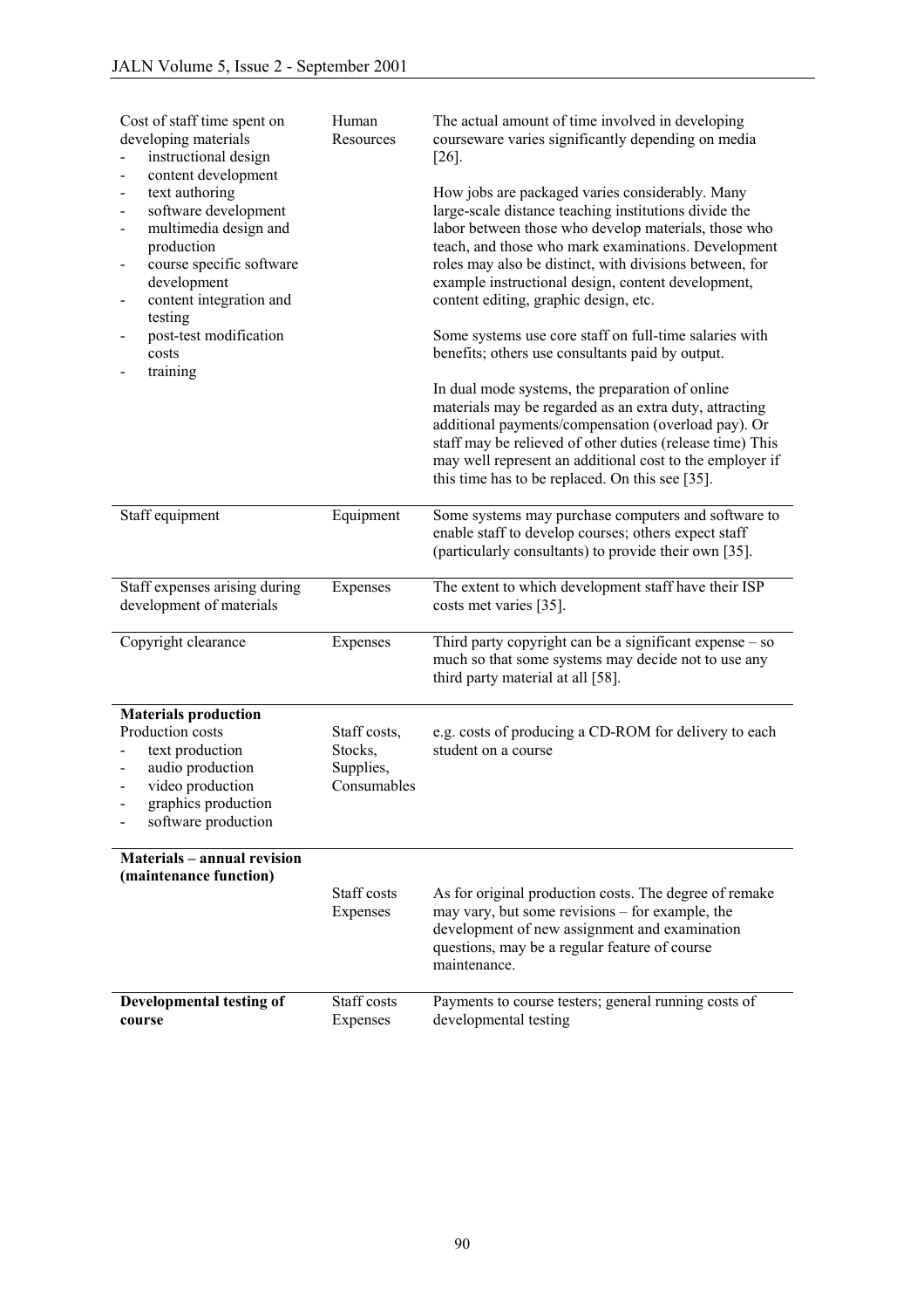| | | |
|---|---|---|
| Cost of staff time spent on developing materials<br>- instructional design<br>- content development<br>- text authoring<br>- software development<br>- multimedia design and production<br>- course specific software development<br>- content integration and testing<br>- post-test modification costs<br>- training | Human Resources | The actual amount of time involved in developing courseware varies significantly depending on media [26].<br><br>How jobs are packaged varies considerably. Many large-scale distance teaching institutions divide the labor between those who develop materials, those who teach, and those who mark examinations. Development roles may also be distinct, with divisions between, for example instructional design, content development, content editing, graphic design, etc.<br><br>Some systems use core staff on full-time salaries with benefits; others use consultants paid by output.<br><br>In dual mode systems, the preparation of online materials may be regarded as an extra duty, attracting additional payments/compensation (overload pay). Or staff may be relieved of other duties (release time) This may well represent an additional cost to the employer if this time has to be replaced. On this see [35]. |
| Staff equipment | Equipment | Some systems may purchase computers and software to enable staff to develop courses; others expect staff (particularly consultants) to provide their own [35]. |
| Staff expenses arising during development of materials | Expenses | The extent to which development staff have their ISP costs met varies [35]. |
| Copyright clearance | Expenses | Third party copyright can be a significant expense – so much so that some systems may decide not to use any third party material at all [58]. |
| **Materials production**<br>Production costs<br>- text production<br>- audio production<br>- video production<br>- graphics production<br>- software production | Staff costs, Stocks, Supplies, Consumables | e.g. costs of producing a CD-ROM for delivery to each student on a course |
| **Materials – annual revision (maintenance function)** | Staff costs<br>Expenses | As for original production costs. The degree of remake may vary, but some revisions – for example, the development of new assignment and examination questions, may be a regular feature of course maintenance. |
| **Developmental testing of course** | Staff costs<br>Expenses | Payments to course testers; general running costs of developmental testing |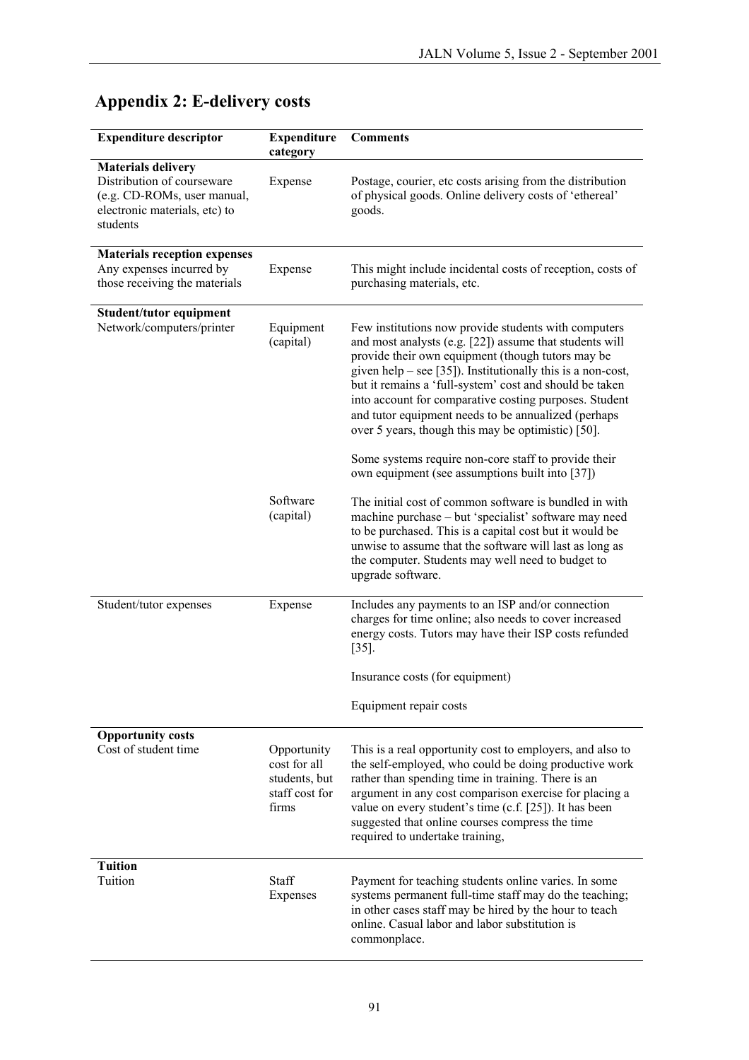## Appendix 2: E-delivery costs

| Expenditure descriptor | Expenditure category | Comments |
|---|---|---|
| **Materials delivery**<br>Distribution of courseware (e.g. CD-ROMs, user manual, electronic materials, etc) to students | Expense | Postage, courier, etc costs arising from the distribution of physical goods. Online delivery costs of 'ethereal' goods. |
| **Materials reception expenses**<br>Any expenses incurred by those receiving the materials | Expense | This might include incidental costs of reception, costs of purchasing materials, etc. |
| **Student/tutor equipment**<br>Network/computers/printer | Equipment (capital) | Few institutions now provide students with computers and most analysts (e.g. [22]) assume that students will provide their own equipment (though tutors may be given help – see [35]). Institutionally this is a non-cost, but it remains a 'full-system' cost and should be taken into account for comparative costing purposes. Student and tutor equipment needs to be annualized (perhaps over 5 years, though this may be optimistic) [50].<br><br>Some systems require non-core staff to provide their own equipment (see assumptions built into [37]) |
| | Software (capital) | The initial cost of common software is bundled in with machine purchase – but 'specialist' software may need to be purchased. This is a capital cost but it would be unwise to assume that the software will last as long as the computer. Students may well need to budget to upgrade software. |
| Student/tutor expenses | Expense | Includes any payments to an ISP and/or connection charges for time online; also needs to cover increased energy costs. Tutors may have their ISP costs refunded [35].<br><br>Insurance costs (for equipment)<br><br>Equipment repair costs |
| **Opportunity costs**<br>Cost of student time | Opportunity cost for all students, but staff cost for firms | This is a real opportunity cost to employers, and also to the self-employed, who could be doing productive work rather than spending time in training. There is an argument in any cost comparison exercise for placing a value on every student's time (c.f. [25]). It has been suggested that online courses compress the time required to undertake training, |
| **Tuition**<br>Tuition | Staff Expenses | Payment for teaching students online varies. In some systems permanent full-time staff may do the teaching; in other cases staff may be hired by the hour to teach online. Casual labor and labor substitution is commonplace. |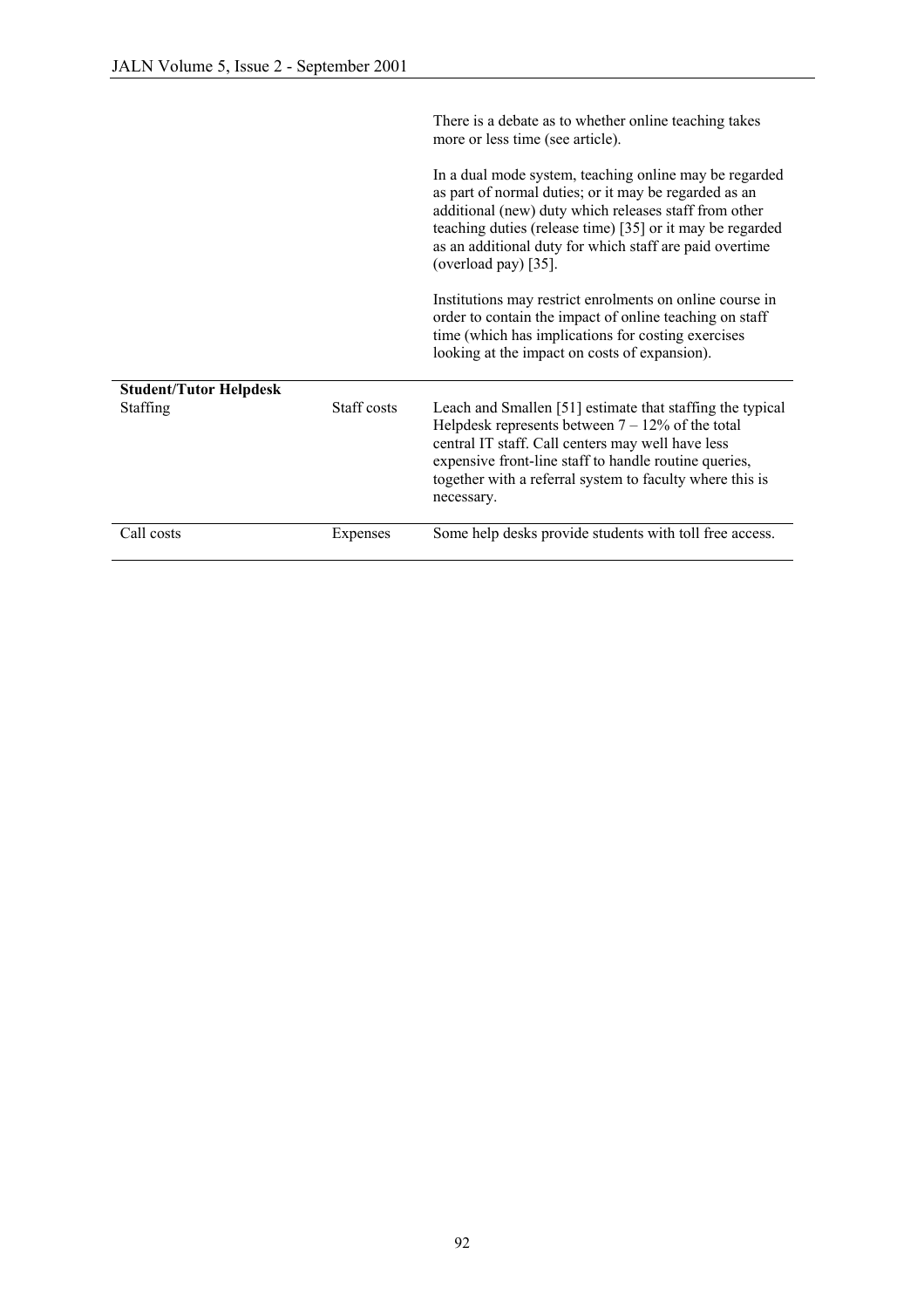| | | |
|---|---|---|
| | | There is a debate as to whether online teaching takes more or less time (see article).<br><br>In a dual mode system, teaching online may be regarded as part of normal duties; or it may be regarded as an additional (new) duty which releases staff from other teaching duties (release time) [35] or it may be regarded as an additional duty for which staff are paid overtime (overload pay) [35].<br><br>Institutions may restrict enrolments on online course in order to contain the impact of online teaching on staff time (which has implications for costing exercises looking at the impact on costs of expansion). |
| **Student/Tutor Helpdesk** | | |
| Staffing | Staff costs | Leach and Smallen [51] estimate that staffing the typical Helpdesk represents between 7 – 12% of the total central IT staff. Call centers may well have less expensive front-line staff to handle routine queries, together with a referral system to faculty where this is necessary. |
| Call costs | Expenses | Some help desks provide students with toll free access. |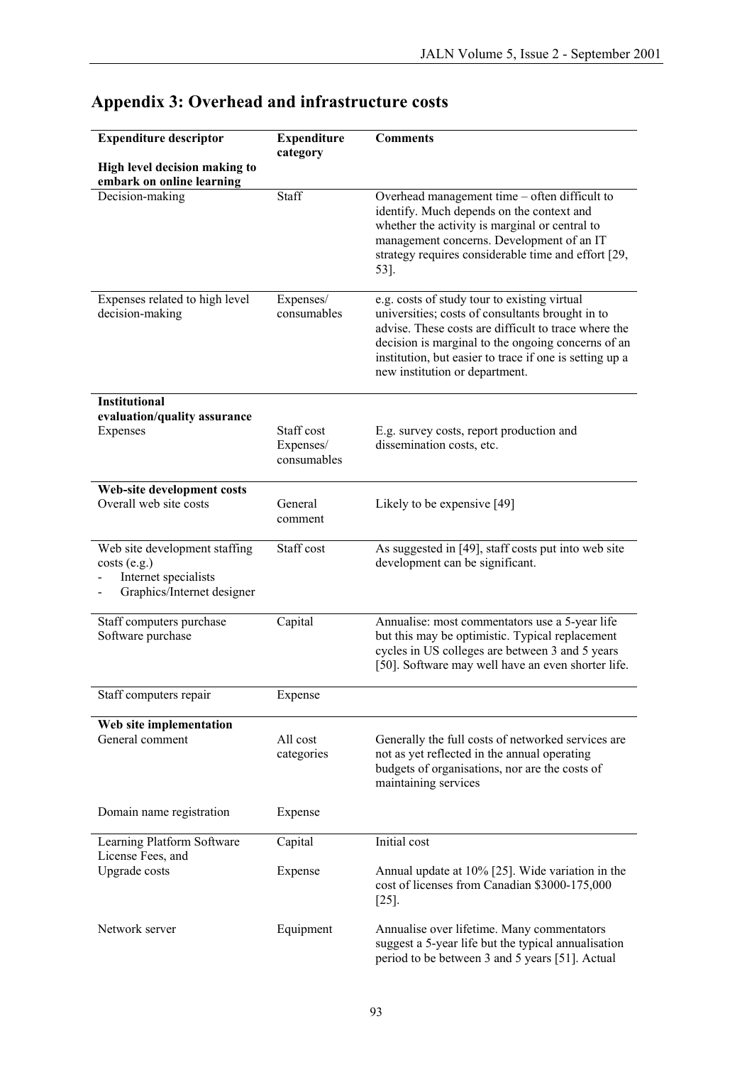## Appendix 3: Overhead and infrastructure costs

| Expenditure descriptor | Expenditure category | Comments |
|---|---|---|
| **High level decision making to embark on online learning** | | |
| Decision-making | Staff | Overhead management time – often difficult to identify. Much depends on the context and whether the activity is marginal or central to management concerns. Development of an IT strategy requires considerable time and effort [29, 53]. |
| Expenses related to high level decision-making | Expenses/ consumables | e.g. costs of study tour to existing virtual universities; costs of consultants brought in to advise. These costs are difficult to trace where the decision is marginal to the ongoing concerns of an institution, but easier to trace if one is setting up a new institution or department. |
| **Institutional evaluation/quality assurance** | | |
| Expenses | Staff cost Expenses/ consumables | E.g. survey costs, report production and dissemination costs, etc. |
| **Web-site development costs** | | |
| Overall web site costs | General comment | Likely to be expensive [49] |
| Web site development staffing costs (e.g.) - Internet specialists - Graphics/Internet designer | Staff cost | As suggested in [49], staff costs put into web site development can be significant. |
| Staff computers purchase Software purchase | Capital | Annualise: most commentators use a 5-year life but this may be optimistic. Typical replacement cycles in US colleges are between 3 and 5 years [50]. Software may well have an even shorter life. |
| Staff computers repair | Expense | |
| **Web site implementation** | | |
| General comment | All cost categories | Generally the full costs of networked services are not as yet reflected in the annual operating budgets of organisations, nor are the costs of maintaining services |
| Domain name registration | Expense | |
| Learning Platform Software License Fees, and | Capital | Initial cost |
| Upgrade costs | Expense | Annual update at 10% [25]. Wide variation in the cost of licenses from Canadian $3000-175,000 [25]. |
| Network server | Equipment | Annualise over lifetime. Many commentators suggest a 5-year life but the typical annualisation period to be between 3 and 5 years [51]. Actual |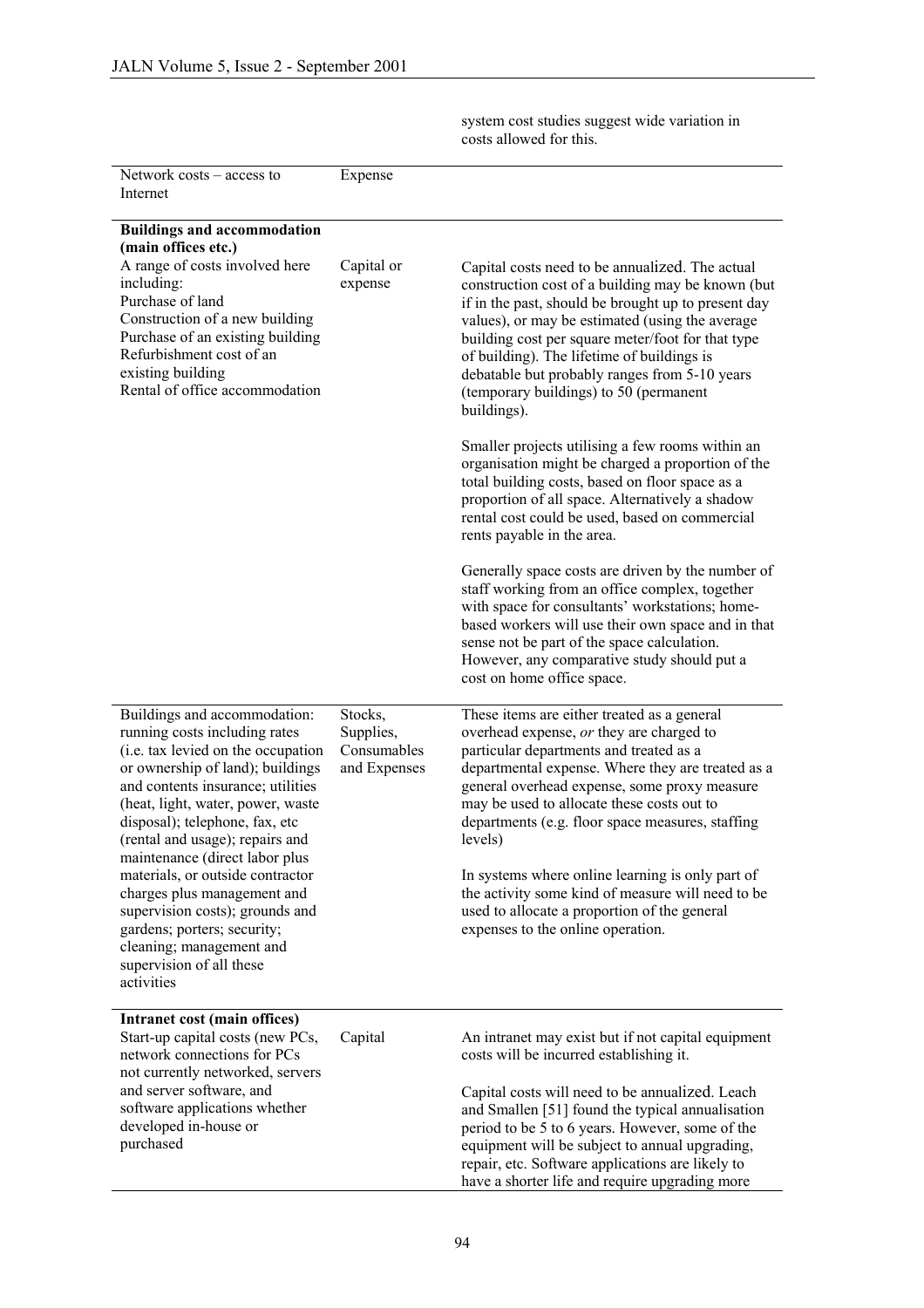| | | system cost studies suggest wide variation in costs allowed for this. |
|---|---|---|
| Network costs – access to Internet | Expense | |
| **Buildings and accommodation (main offices etc.)**<br>A range of costs involved here including:<br>Purchase of land<br>Construction of a new building<br>Purchase of an existing building<br>Refurbishment cost of an existing building<br>Rental of office accommodation | Capital or expense | Capital costs need to be annualized. The actual construction cost of a building may be known (but if in the past, should be brought up to present day values), or may be estimated (using the average building cost per square meter/foot for that type of building). The lifetime of buildings is debatable but probably ranges from 5-10 years (temporary buildings) to 50 (permanent buildings).<br><br>Smaller projects utilising a few rooms within an organisation might be charged a proportion of the total building costs, based on floor space as a proportion of all space. Alternatively a shadow rental cost could be used, based on commercial rents payable in the area.<br><br>Generally space costs are driven by the number of staff working from an office complex, together with space for consultants' workstations; home-based workers will use their own space and in that sense not be part of the space calculation. However, any comparative study should put a cost on home office space. |
| Buildings and accommodation: running costs including rates (i.e. tax levied on the occupation or ownership of land); buildings and contents insurance; utilities (heat, light, water, power, waste disposal); telephone, fax, etc (rental and usage); repairs and maintenance (direct labor plus materials, or outside contractor charges plus management and supervision costs); grounds and gardens; porters; security; cleaning; management and supervision of all these activities | Stocks, Supplies, Consumables and Expenses | These items are either treated as a general overhead expense, *or* they are charged to particular departments and treated as a departmental expense. Where they are treated as a general overhead expense, some proxy measure may be used to allocate these costs out to departments (e.g. floor space measures, staffing levels)<br><br>In systems where online learning is only part of the activity some kind of measure will need to be used to allocate a proportion of the general expenses to the online operation. |
| **Intranet cost (main offices)**<br>Start-up capital costs (new PCs, network connections for PCs not currently networked, servers and server software, and software applications whether developed in-house or purchased | Capital | An intranet may exist but if not capital equipment costs will be incurred establishing it.<br><br>Capital costs will need to be annualized. Leach and Smallen [51] found the typical annualisation period to be 5 to 6 years. However, some of the equipment will be subject to annual upgrading, repair, etc. Software applications are likely to have a shorter life and require upgrading more |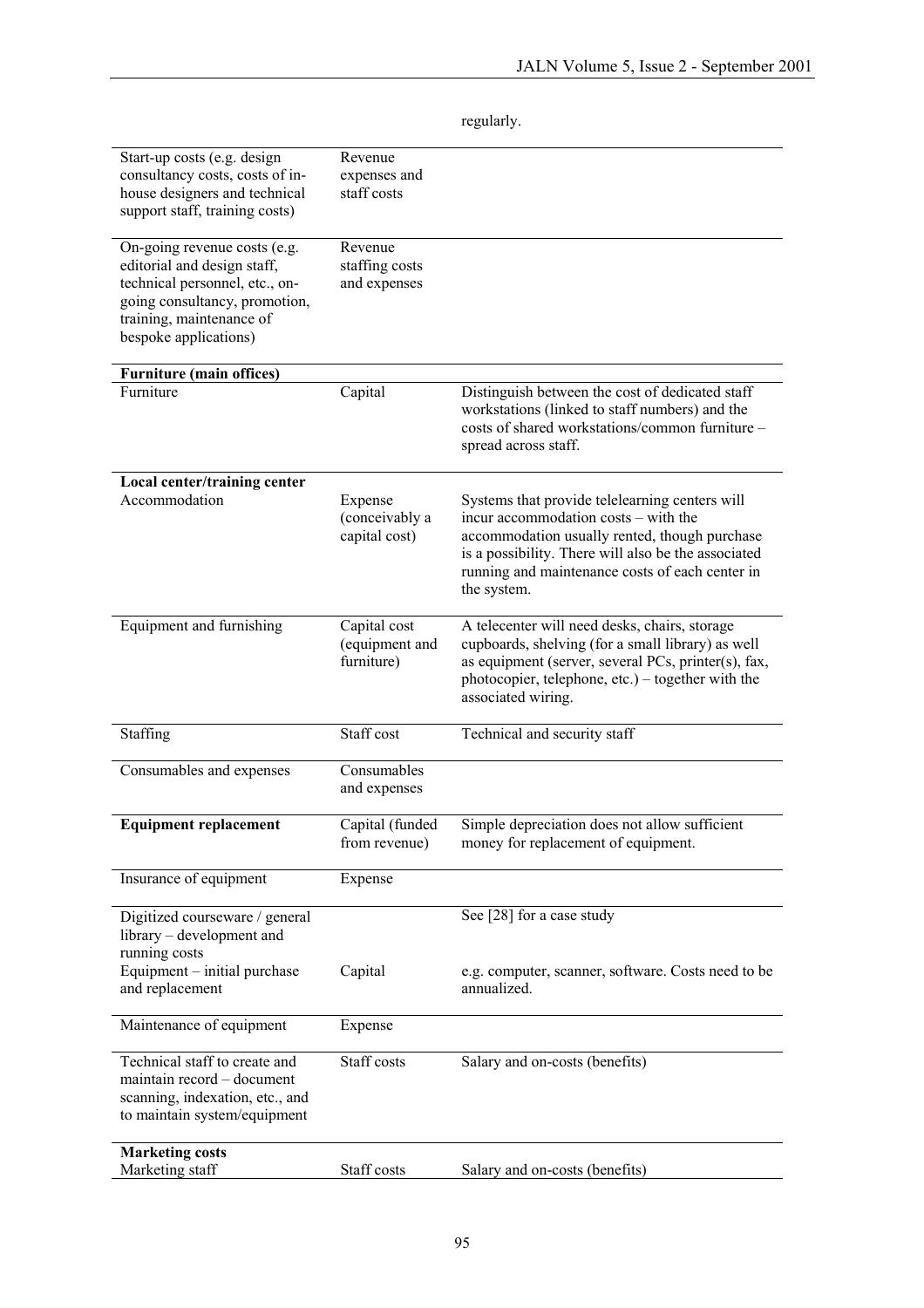regularly.

| | | |
|---|---|---|
| Start-up costs (e.g. design consultancy costs, costs of in-house designers and technical support staff, training costs) | Revenue expenses and staff costs | |
| On-going revenue costs (e.g. editorial and design staff, technical personnel, etc., on-going consultancy, promotion, training, maintenance of bespoke applications) | Revenue staffing costs and expenses | |
| **Furniture (main offices)** | | |
| Furniture | Capital | Distinguish between the cost of dedicated staff workstations (linked to staff numbers) and the costs of shared workstations/common furniture – spread across staff. |
| **Local center/training center** | | |
| Accommodation | Expense (conceivably a capital cost) | Systems that provide telelearning centers will incur accommodation costs – with the accommodation usually rented, though purchase is a possibility. There will also be the associated running and maintenance costs of each center in the system. |
| Equipment and furnishing | Capital cost (equipment and furniture) | A telecenter will need desks, chairs, storage cupboards, shelving (for a small library) as well as equipment (server, several PCs, printer(s), fax, photocopier, telephone, etc.) – together with the associated wiring. |
| Staffing | Staff cost | Technical and security staff |
| Consumables and expenses | Consumables and expenses | |
| **Equipment replacement** | Capital (funded from revenue) | Simple depreciation does not allow sufficient money for replacement of equipment. |
| Insurance of equipment | Expense | |
| Digitized courseware / general library – development and running costs | | See [28] for a case study |
| Equipment – initial purchase and replacement | Capital | e.g. computer, scanner, software. Costs need to be annualized. |
| Maintenance of equipment | Expense | |
| Technical staff to create and maintain record – document scanning, indexation, etc., and to maintain system/equipment | Staff costs | Salary and on-costs (benefits) |
| **Marketing costs** | | |
| Marketing staff | Staff costs | Salary and on-costs (benefits) |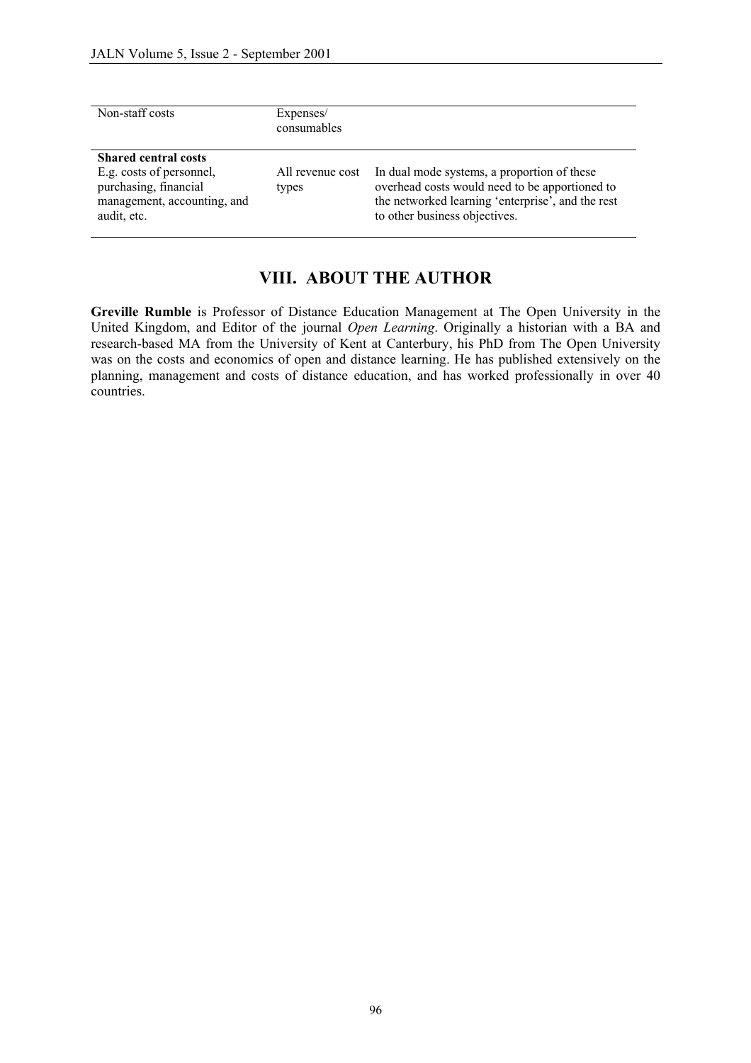| | | |
|---|---|---|
| Non-staff costs | Expenses/ consumables | |
| **Shared central costs**<br>E.g. costs of personnel, purchasing, financial management, accounting, and audit, etc. | All revenue cost types | In dual mode systems, a proportion of these overhead costs would need to be apportioned to the networked learning 'enterprise', and the rest to other business objectives. |

# VIII. ABOUT THE AUTHOR

**Greville Rumble** is Professor of Distance Education Management at The Open University in the United Kingdom, and Editor of the journal *Open Learning*. Originally a historian with a BA and research-based MA from the University of Kent at Canterbury, his PhD from The Open University was on the costs and economics of open and distance learning. He has published extensively on the planning, management and costs of distance education, and has worked professionally in over 40 countries.